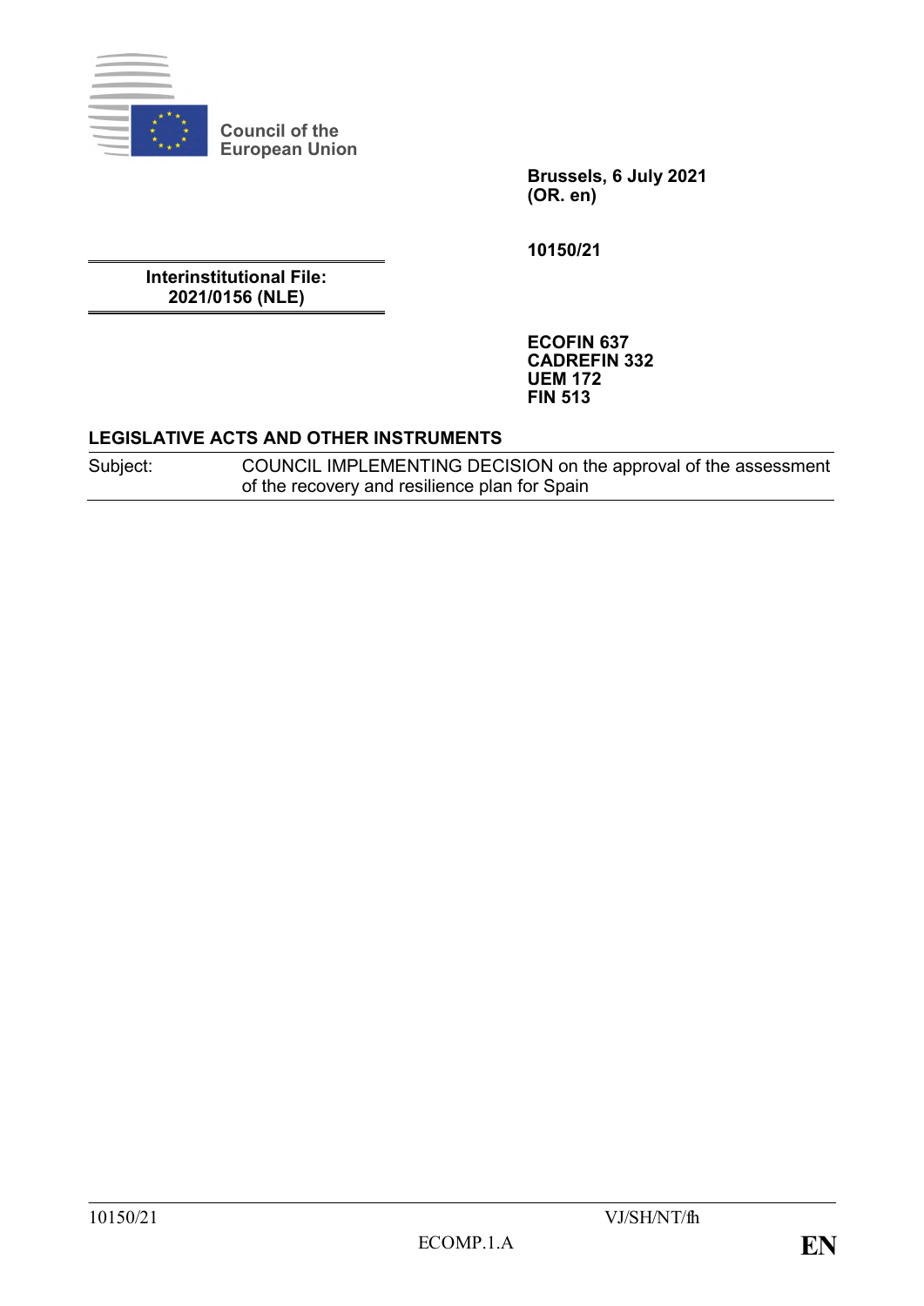Council of the European Union

**Brussels, 6 July 2021**
**(OR. en)**

**10150/21**

**Interinstitutional File:**
**2021/0156 (NLE)**

**ECOFIN 637**
**CADREFIN 332**
**UEM 172**
**FIN 513**

**LEGISLATIVE ACTS AND OTHER INSTRUMENTS**

| Subject: | COUNCIL IMPLEMENTING DECISION on the approval of the assessment of the recovery and resilience plan for Spain |
|---|---|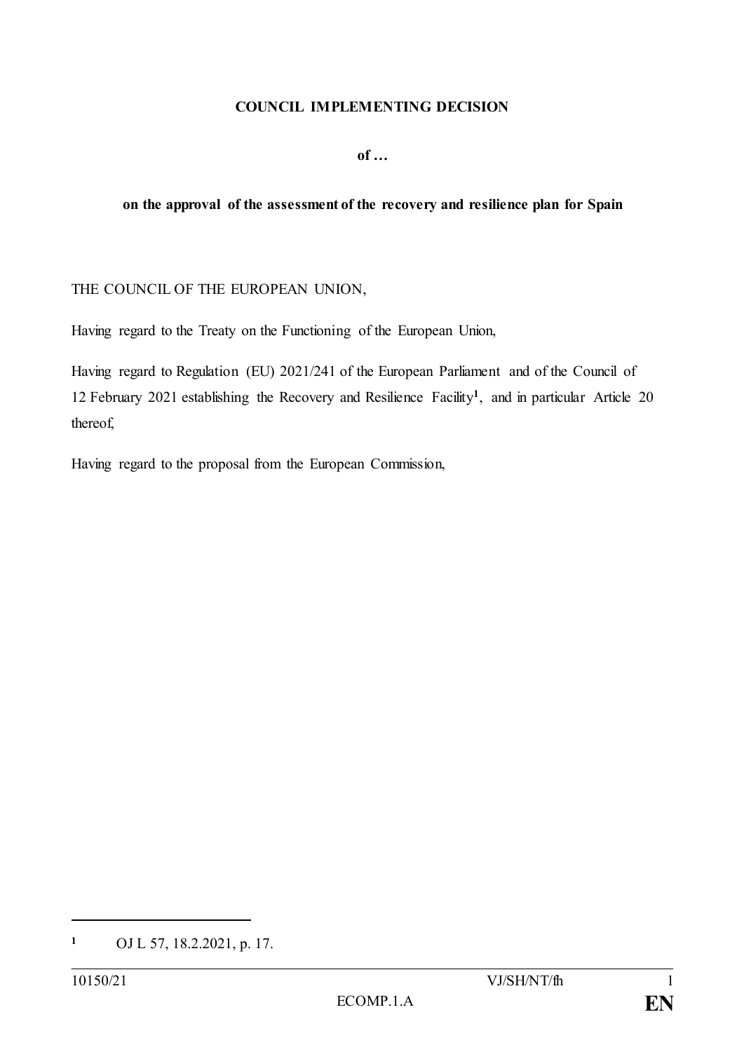**COUNCIL IMPLEMENTING DECISION**

**of …**

**on the approval of the assessment of the recovery and resilience plan for Spain**

THE COUNCIL OF THE EUROPEAN UNION,

Having regard to the Treaty on the Functioning of the European Union,

Having regard to Regulation (EU) 2021/241 of the European Parliament and of the Council of 12 February 2021 establishing the Recovery and Resilience Facility[1], and in particular Article 20 thereof,

Having regard to the proposal from the European Commission,

---

[1] OJ L 57, 18.2.2021, p. 17.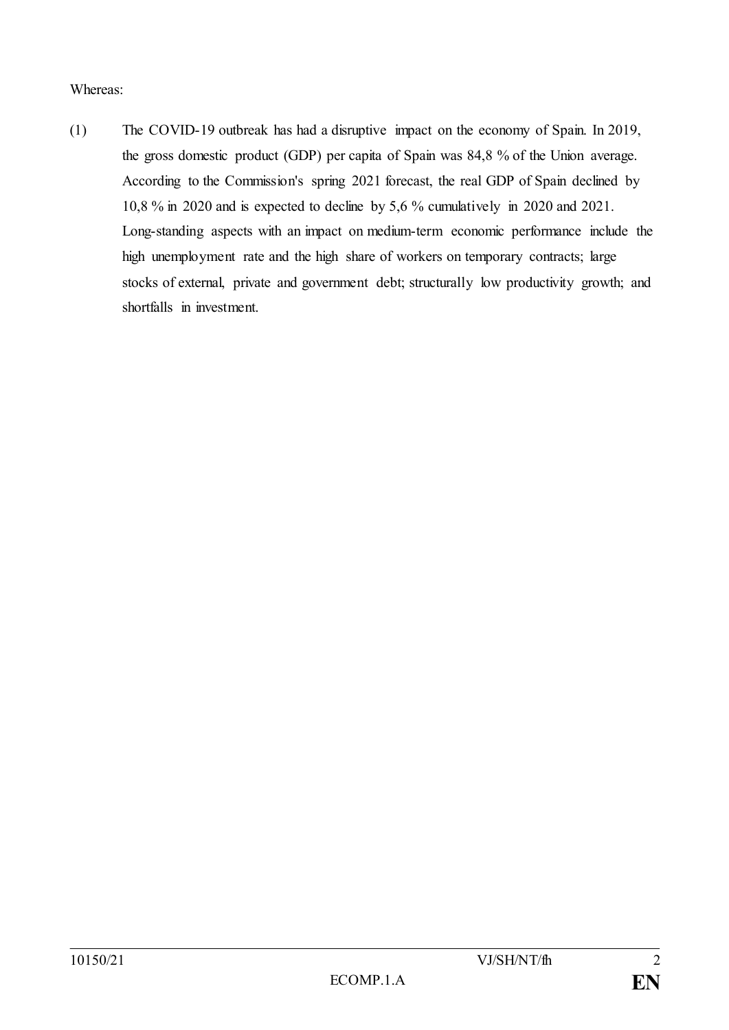Whereas:

(1) The COVID-19 outbreak has had a disruptive impact on the economy of Spain. In 2019, the gross domestic product (GDP) per capita of Spain was 84,8 % of the Union average. According to the Commission's spring 2021 forecast, the real GDP of Spain declined by 10,8 % in 2020 and is expected to decline by 5,6 % cumulatively in 2020 and 2021. Long-standing aspects with an impact on medium-term economic performance include the high unemployment rate and the high share of workers on temporary contracts; large stocks of external, private and government debt; structurally low productivity growth; and shortfalls in investment.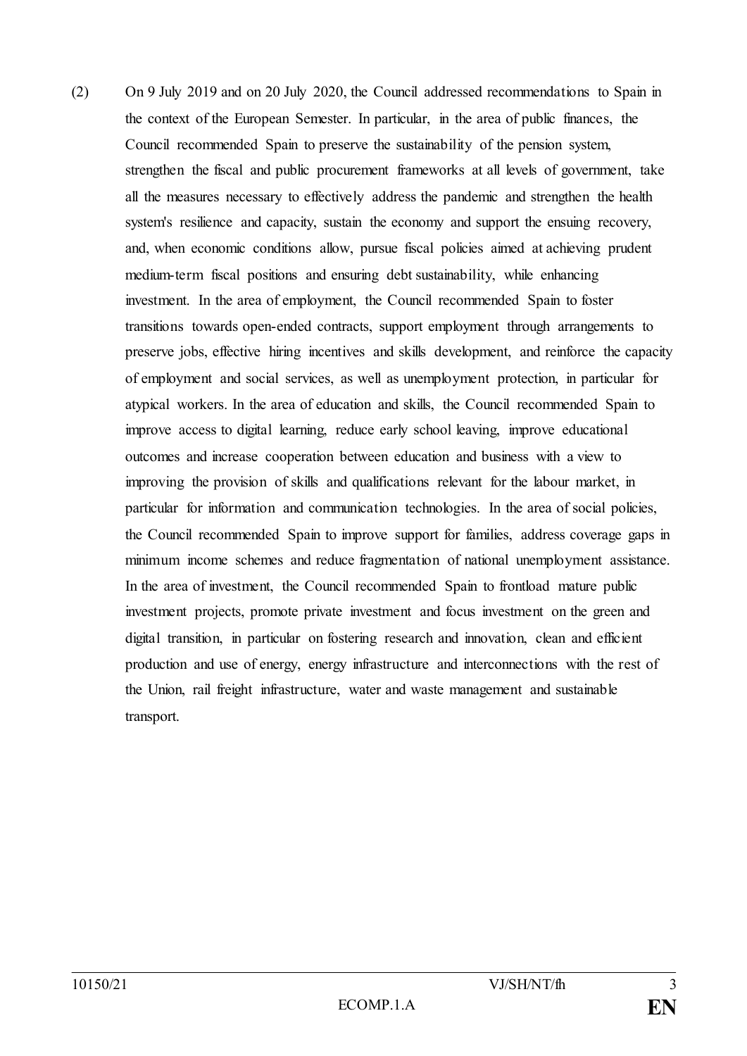(2) On 9 July 2019 and on 20 July 2020, the Council addressed recommendations to Spain in the context of the European Semester. In particular, in the area of public finances, the Council recommended Spain to preserve the sustainability of the pension system, strengthen the fiscal and public procurement frameworks at all levels of government, take all the measures necessary to effectively address the pandemic and strengthen the health system's resilience and capacity, sustain the economy and support the ensuing recovery, and, when economic conditions allow, pursue fiscal policies aimed at achieving prudent medium-term fiscal positions and ensuring debt sustainability, while enhancing investment. In the area of employment, the Council recommended Spain to foster transitions towards open-ended contracts, support employment through arrangements to preserve jobs, effective hiring incentives and skills development, and reinforce the capacity of employment and social services, as well as unemployment protection, in particular for atypical workers. In the area of education and skills, the Council recommended Spain to improve access to digital learning, reduce early school leaving, improve educational outcomes and increase cooperation between education and business with a view to improving the provision of skills and qualifications relevant for the labour market, in particular for information and communication technologies. In the area of social policies, the Council recommended Spain to improve support for families, address coverage gaps in minimum income schemes and reduce fragmentation of national unemployment assistance. In the area of investment, the Council recommended Spain to frontload mature public investment projects, promote private investment and focus investment on the green and digital transition, in particular on fostering research and innovation, clean and efficient production and use of energy, energy infrastructure and interconnections with the rest of the Union, rail freight infrastructure, water and waste management and sustainable transport.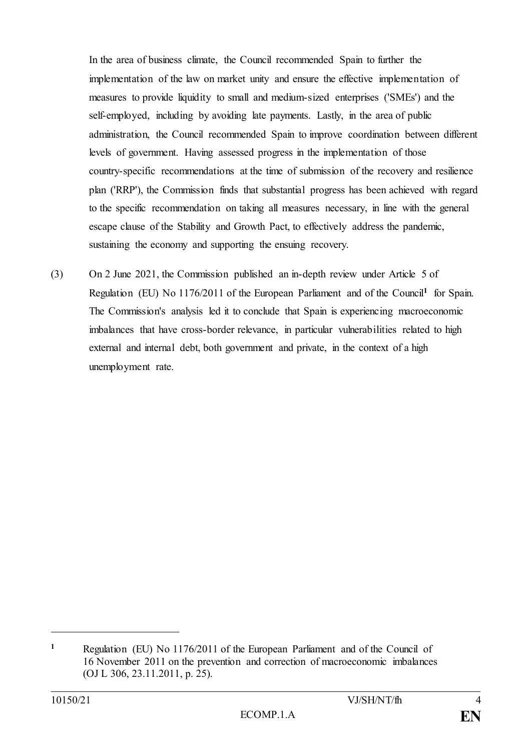In the area of business climate, the Council recommended Spain to further the implementation of the law on market unity and ensure the effective implementation of measures to provide liquidity to small and medium-sized enterprises ('SMEs') and the self-employed, including by avoiding late payments. Lastly, in the area of public administration, the Council recommended Spain to improve coordination between different levels of government. Having assessed progress in the implementation of those country-specific recommendations at the time of submission of the recovery and resilience plan ('RRP'), the Commission finds that substantial progress has been achieved with regard to the specific recommendation on taking all measures necessary, in line with the general escape clause of the Stability and Growth Pact, to effectively address the pandemic, sustaining the economy and supporting the ensuing recovery.

(3) On 2 June 2021, the Commission published an in-depth review under Article 5 of Regulation (EU) No 1176/2011 of the European Parliament and of the Council[1] for Spain. The Commission's analysis led it to conclude that Spain is experiencing macroeconomic imbalances that have cross-border relevance, in particular vulnerabilities related to high external and internal debt, both government and private, in the context of a high unemployment rate.

---

[1] Regulation (EU) No 1176/2011 of the European Parliament and of the Council of 16 November 2011 on the prevention and correction of macroeconomic imbalances (OJ L 306, 23.11.2011, p. 25).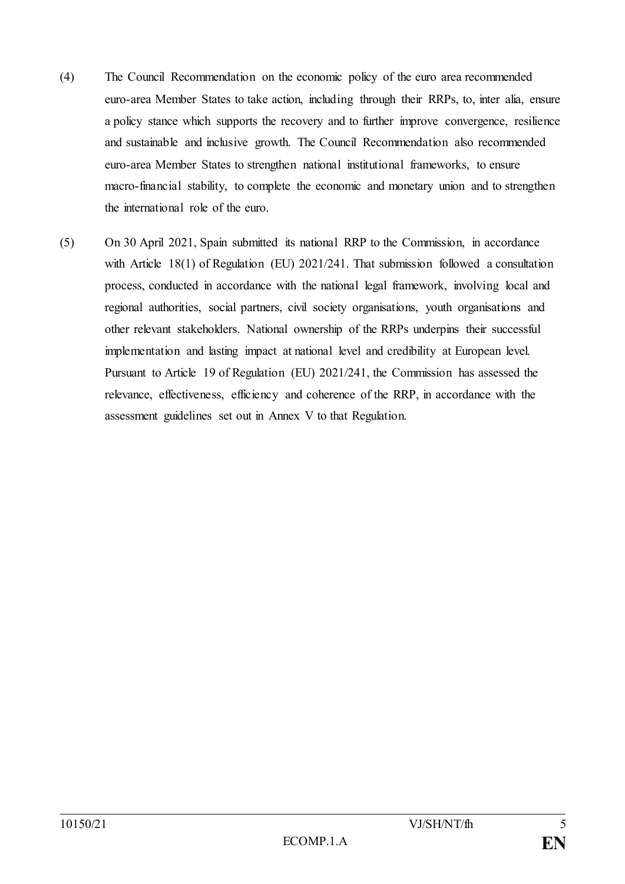(4) The Council Recommendation on the economic policy of the euro area recommended euro-area Member States to take action, including through their RRPs, to, inter alia, ensure a policy stance which supports the recovery and to further improve convergence, resilience and sustainable and inclusive growth. The Council Recommendation also recommended euro-area Member States to strengthen national institutional frameworks, to ensure macro-financial stability, to complete the economic and monetary union and to strengthen the international role of the euro.

(5) On 30 April 2021, Spain submitted its national RRP to the Commission, in accordance with Article 18(1) of Regulation (EU) 2021/241. That submission followed a consultation process, conducted in accordance with the national legal framework, involving local and regional authorities, social partners, civil society organisations, youth organisations and other relevant stakeholders. National ownership of the RRPs underpins their successful implementation and lasting impact at national level and credibility at European level. Pursuant to Article 19 of Regulation (EU) 2021/241, the Commission has assessed the relevance, effectiveness, efficiency and coherence of the RRP, in accordance with the assessment guidelines set out in Annex V to that Regulation.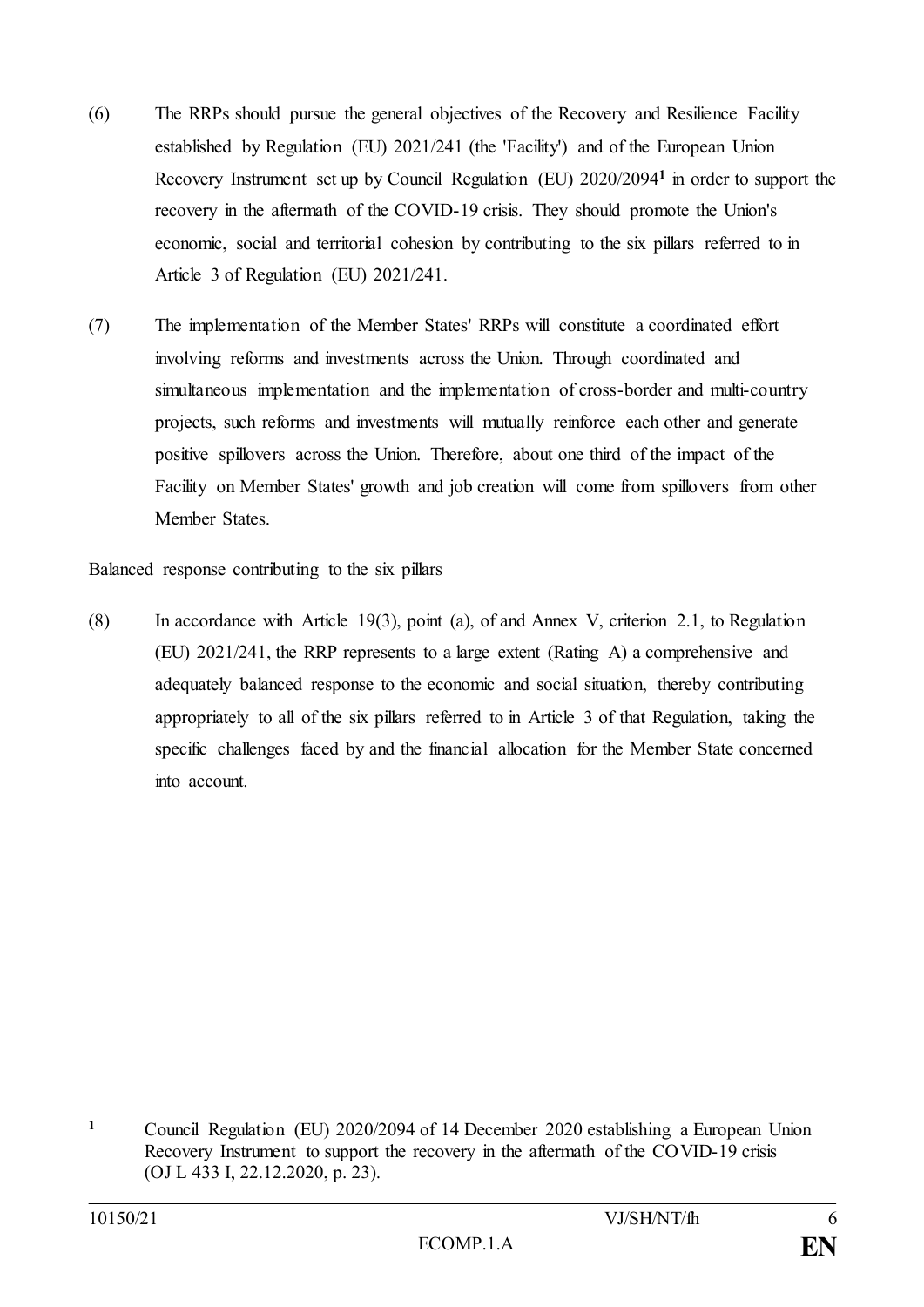(6) The RRPs should pursue the general objectives of the Recovery and Resilience Facility established by Regulation (EU) 2021/241 (the 'Facility') and of the European Union Recovery Instrument set up by Council Regulation (EU) 2020/2094[1] in order to support the recovery in the aftermath of the COVID-19 crisis. They should promote the Union's economic, social and territorial cohesion by contributing to the six pillars referred to in Article 3 of Regulation (EU) 2021/241.

(7) The implementation of the Member States' RRPs will constitute a coordinated effort involving reforms and investments across the Union. Through coordinated and simultaneous implementation and the implementation of cross-border and multi-country projects, such reforms and investments will mutually reinforce each other and generate positive spillovers across the Union. Therefore, about one third of the impact of the Facility on Member States' growth and job creation will come from spillovers from other Member States.

Balanced response contributing to the six pillars

(8) In accordance with Article 19(3), point (a), of and Annex V, criterion 2.1, to Regulation (EU) 2021/241, the RRP represents to a large extent (Rating A) a comprehensive and adequately balanced response to the economic and social situation, thereby contributing appropriately to all of the six pillars referred to in Article 3 of that Regulation, taking the specific challenges faced by and the financial allocation for the Member State concerned into account.

---

[1] Council Regulation (EU) 2020/2094 of 14 December 2020 establishing a European Union Recovery Instrument to support the recovery in the aftermath of the COVID-19 crisis (OJ L 433 I, 22.12.2020, p. 23).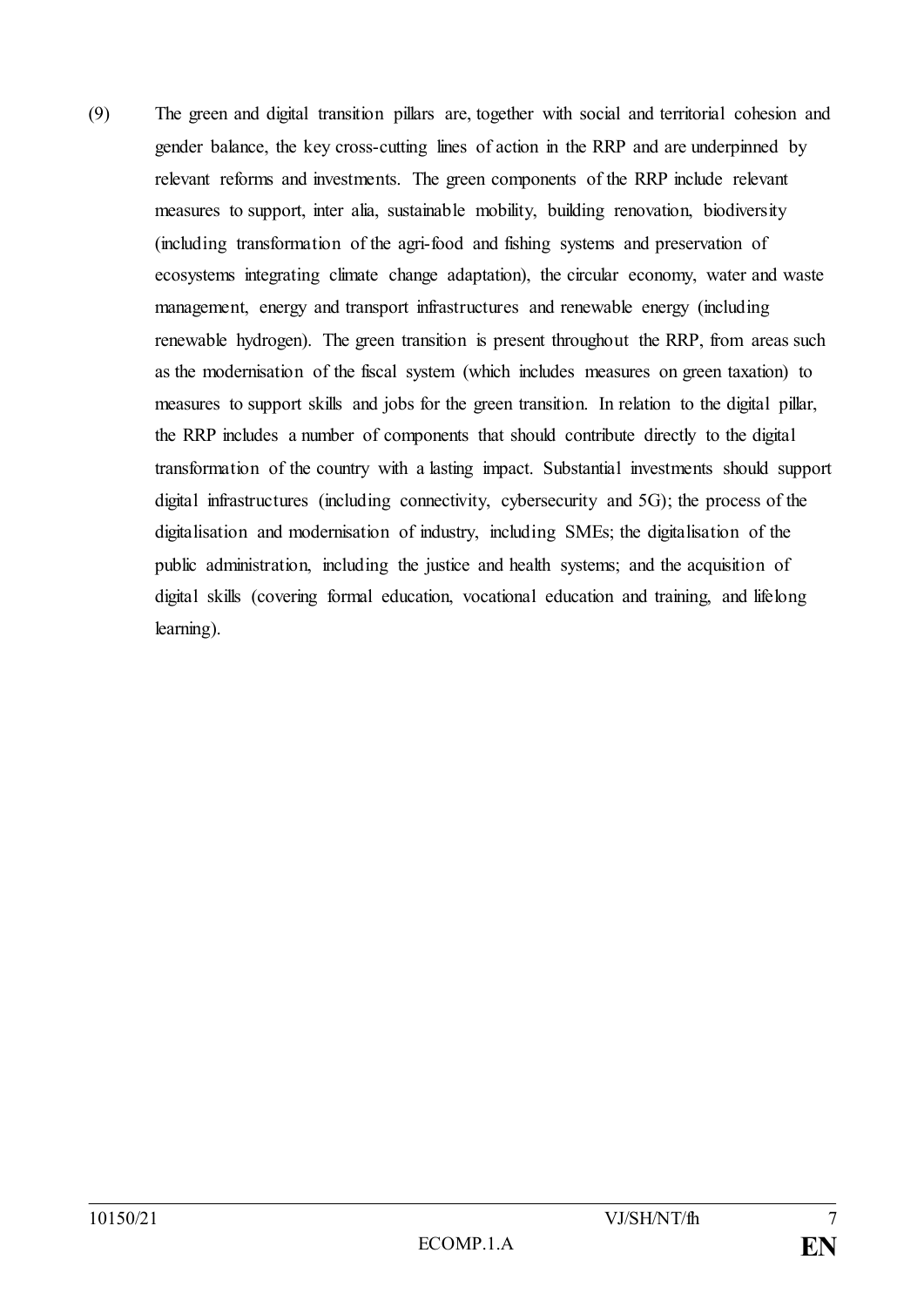(9) The green and digital transition pillars are, together with social and territorial cohesion and gender balance, the key cross-cutting lines of action in the RRP and are underpinned by relevant reforms and investments. The green components of the RRP include relevant measures to support, inter alia, sustainable mobility, building renovation, biodiversity (including transformation of the agri-food and fishing systems and preservation of ecosystems integrating climate change adaptation), the circular economy, water and waste management, energy and transport infrastructures and renewable energy (including renewable hydrogen). The green transition is present throughout the RRP, from areas such as the modernisation of the fiscal system (which includes measures on green taxation) to measures to support skills and jobs for the green transition. In relation to the digital pillar, the RRP includes a number of components that should contribute directly to the digital transformation of the country with a lasting impact. Substantial investments should support digital infrastructures (including connectivity, cybersecurity and 5G); the process of the digitalisation and modernisation of industry, including SMEs; the digitalisation of the public administration, including the justice and health systems; and the acquisition of digital skills (covering formal education, vocational education and training, and lifelong learning).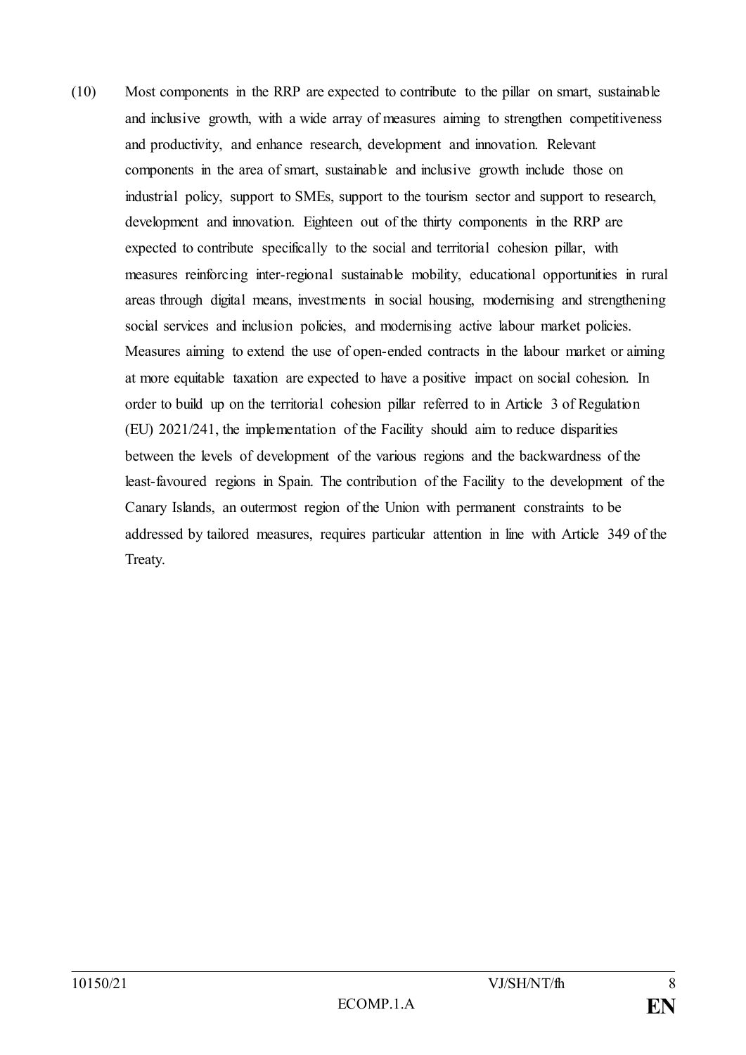(10) Most components in the RRP are expected to contribute to the pillar on smart, sustainable and inclusive growth, with a wide array of measures aiming to strengthen competitiveness and productivity, and enhance research, development and innovation. Relevant components in the area of smart, sustainable and inclusive growth include those on industrial policy, support to SMEs, support to the tourism sector and support to research, development and innovation. Eighteen out of the thirty components in the RRP are expected to contribute specifically to the social and territorial cohesion pillar, with measures reinforcing inter-regional sustainable mobility, educational opportunities in rural areas through digital means, investments in social housing, modernising and strengthening social services and inclusion policies, and modernising active labour market policies. Measures aiming to extend the use of open-ended contracts in the labour market or aiming at more equitable taxation are expected to have a positive impact on social cohesion. In order to build up on the territorial cohesion pillar referred to in Article 3 of Regulation (EU) 2021/241, the implementation of the Facility should aim to reduce disparities between the levels of development of the various regions and the backwardness of the least-favoured regions in Spain. The contribution of the Facility to the development of the Canary Islands, an outermost region of the Union with permanent constraints to be addressed by tailored measures, requires particular attention in line with Article 349 of the Treaty.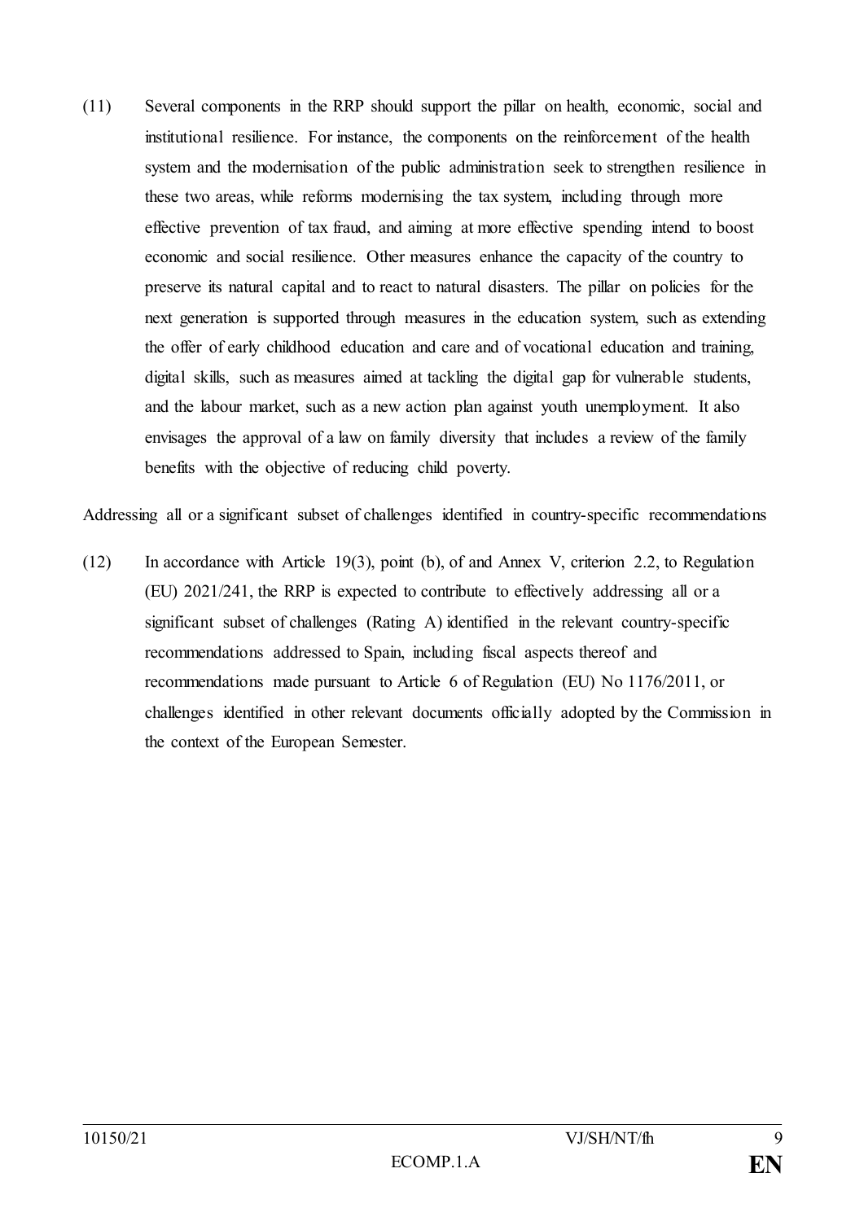(11) Several components in the RRP should support the pillar on health, economic, social and institutional resilience. For instance, the components on the reinforcement of the health system and the modernisation of the public administration seek to strengthen resilience in these two areas, while reforms modernising the tax system, including through more effective prevention of tax fraud, and aiming at more effective spending intend to boost economic and social resilience. Other measures enhance the capacity of the country to preserve its natural capital and to react to natural disasters. The pillar on policies for the next generation is supported through measures in the education system, such as extending the offer of early childhood education and care and of vocational education and training, digital skills, such as measures aimed at tackling the digital gap for vulnerable students, and the labour market, such as a new action plan against youth unemployment. It also envisages the approval of a law on family diversity that includes a review of the family benefits with the objective of reducing child poverty.

Addressing all or a significant subset of challenges identified in country-specific recommendations

(12) In accordance with Article 19(3), point (b), of and Annex V, criterion 2.2, to Regulation (EU) 2021/241, the RRP is expected to contribute to effectively addressing all or a significant subset of challenges (Rating A) identified in the relevant country-specific recommendations addressed to Spain, including fiscal aspects thereof and recommendations made pursuant to Article 6 of Regulation (EU) No 1176/2011, or challenges identified in other relevant documents officially adopted by the Commission in the context of the European Semester.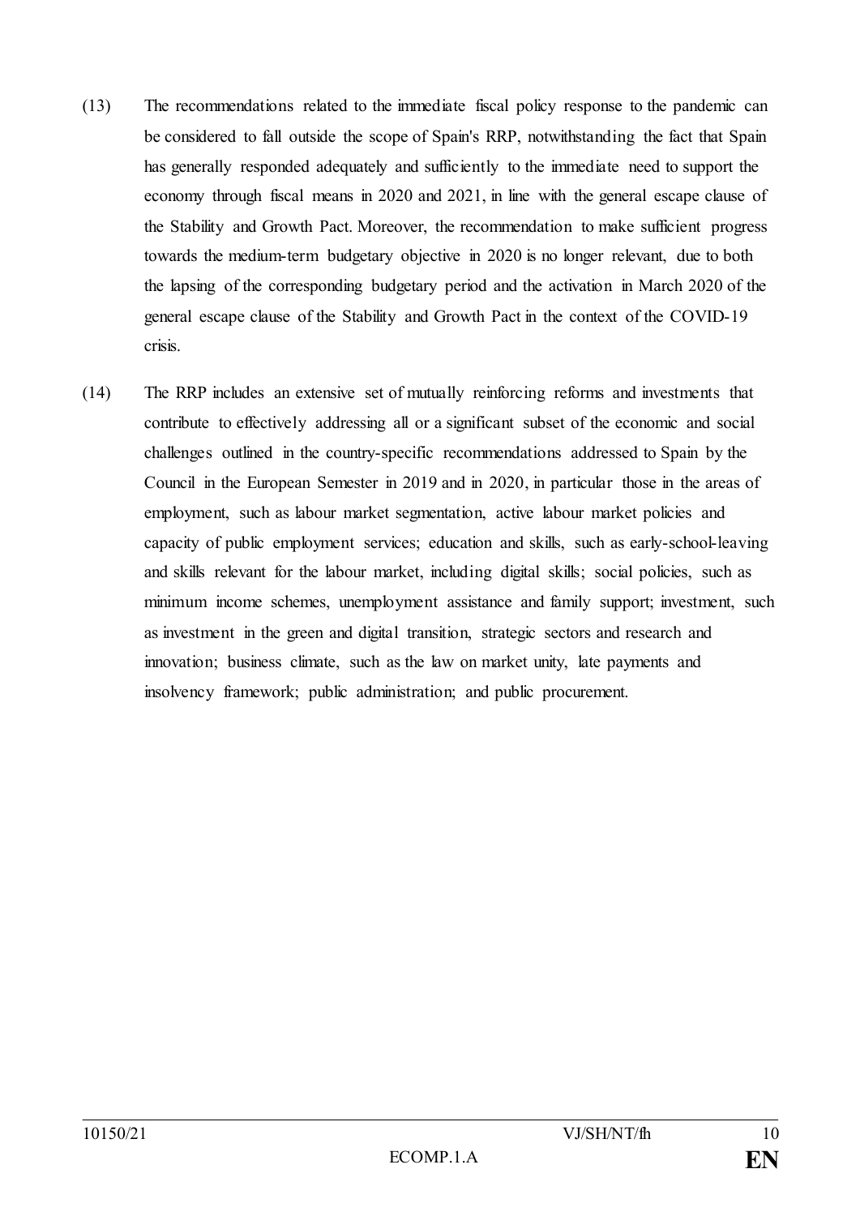(13) The recommendations related to the immediate fiscal policy response to the pandemic can be considered to fall outside the scope of Spain's RRP, notwithstanding the fact that Spain has generally responded adequately and sufficiently to the immediate need to support the economy through fiscal means in 2020 and 2021, in line with the general escape clause of the Stability and Growth Pact. Moreover, the recommendation to make sufficient progress towards the medium-term budgetary objective in 2020 is no longer relevant, due to both the lapsing of the corresponding budgetary period and the activation in March 2020 of the general escape clause of the Stability and Growth Pact in the context of the COVID-19 crisis.

(14) The RRP includes an extensive set of mutually reinforcing reforms and investments that contribute to effectively addressing all or a significant subset of the economic and social challenges outlined in the country-specific recommendations addressed to Spain by the Council in the European Semester in 2019 and in 2020, in particular those in the areas of employment, such as labour market segmentation, active labour market policies and capacity of public employment services; education and skills, such as early-school-leaving and skills relevant for the labour market, including digital skills; social policies, such as minimum income schemes, unemployment assistance and family support; investment, such as investment in the green and digital transition, strategic sectors and research and innovation; business climate, such as the law on market unity, late payments and insolvency framework; public administration; and public procurement.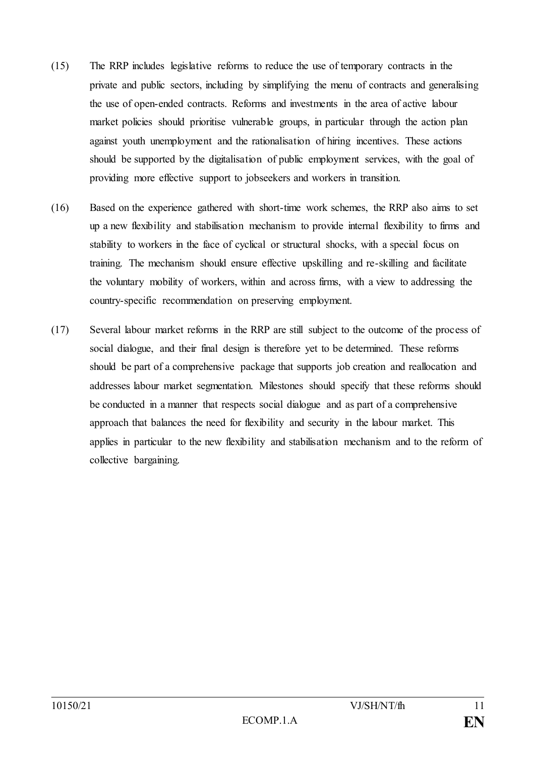(15) The RRP includes legislative reforms to reduce the use of temporary contracts in the private and public sectors, including by simplifying the menu of contracts and generalising the use of open-ended contracts. Reforms and investments in the area of active labour market policies should prioritise vulnerable groups, in particular through the action plan against youth unemployment and the rationalisation of hiring incentives. These actions should be supported by the digitalisation of public employment services, with the goal of providing more effective support to jobseekers and workers in transition.

(16) Based on the experience gathered with short-time work schemes, the RRP also aims to set up a new flexibility and stabilisation mechanism to provide internal flexibility to firms and stability to workers in the face of cyclical or structural shocks, with a special focus on training. The mechanism should ensure effective upskilling and re-skilling and facilitate the voluntary mobility of workers, within and across firms, with a view to addressing the country-specific recommendation on preserving employment.

(17) Several labour market reforms in the RRP are still subject to the outcome of the process of social dialogue, and their final design is therefore yet to be determined. These reforms should be part of a comprehensive package that supports job creation and reallocation and addresses labour market segmentation. Milestones should specify that these reforms should be conducted in a manner that respects social dialogue and as part of a comprehensive approach that balances the need for flexibility and security in the labour market. This applies in particular to the new flexibility and stabilisation mechanism and to the reform of collective bargaining.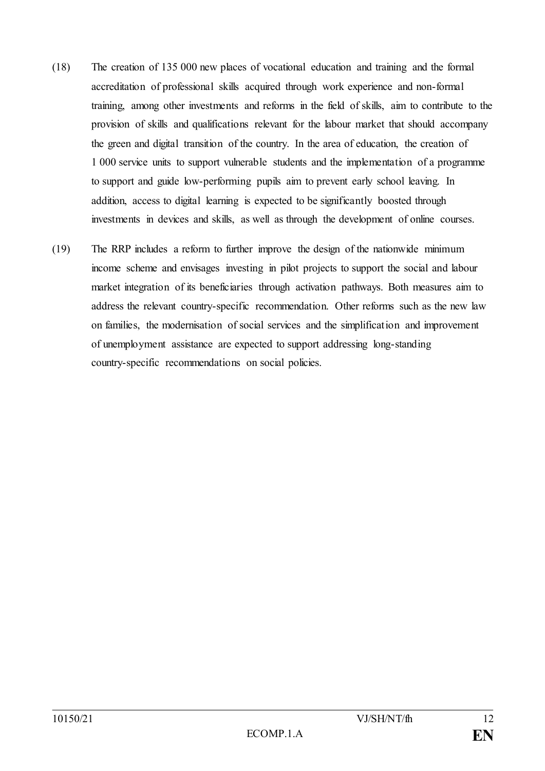(18) The creation of 135 000 new places of vocational education and training and the formal accreditation of professional skills acquired through work experience and non-formal training, among other investments and reforms in the field of skills, aim to contribute to the provision of skills and qualifications relevant for the labour market that should accompany the green and digital transition of the country. In the area of education, the creation of 1 000 service units to support vulnerable students and the implementation of a programme to support and guide low-performing pupils aim to prevent early school leaving. In addition, access to digital learning is expected to be significantly boosted through investments in devices and skills, as well as through the development of online courses.

(19) The RRP includes a reform to further improve the design of the nationwide minimum income scheme and envisages investing in pilot projects to support the social and labour market integration of its beneficiaries through activation pathways. Both measures aim to address the relevant country-specific recommendation. Other reforms such as the new law on families, the modernisation of social services and the simplification and improvement of unemployment assistance are expected to support addressing long-standing country-specific recommendations on social policies.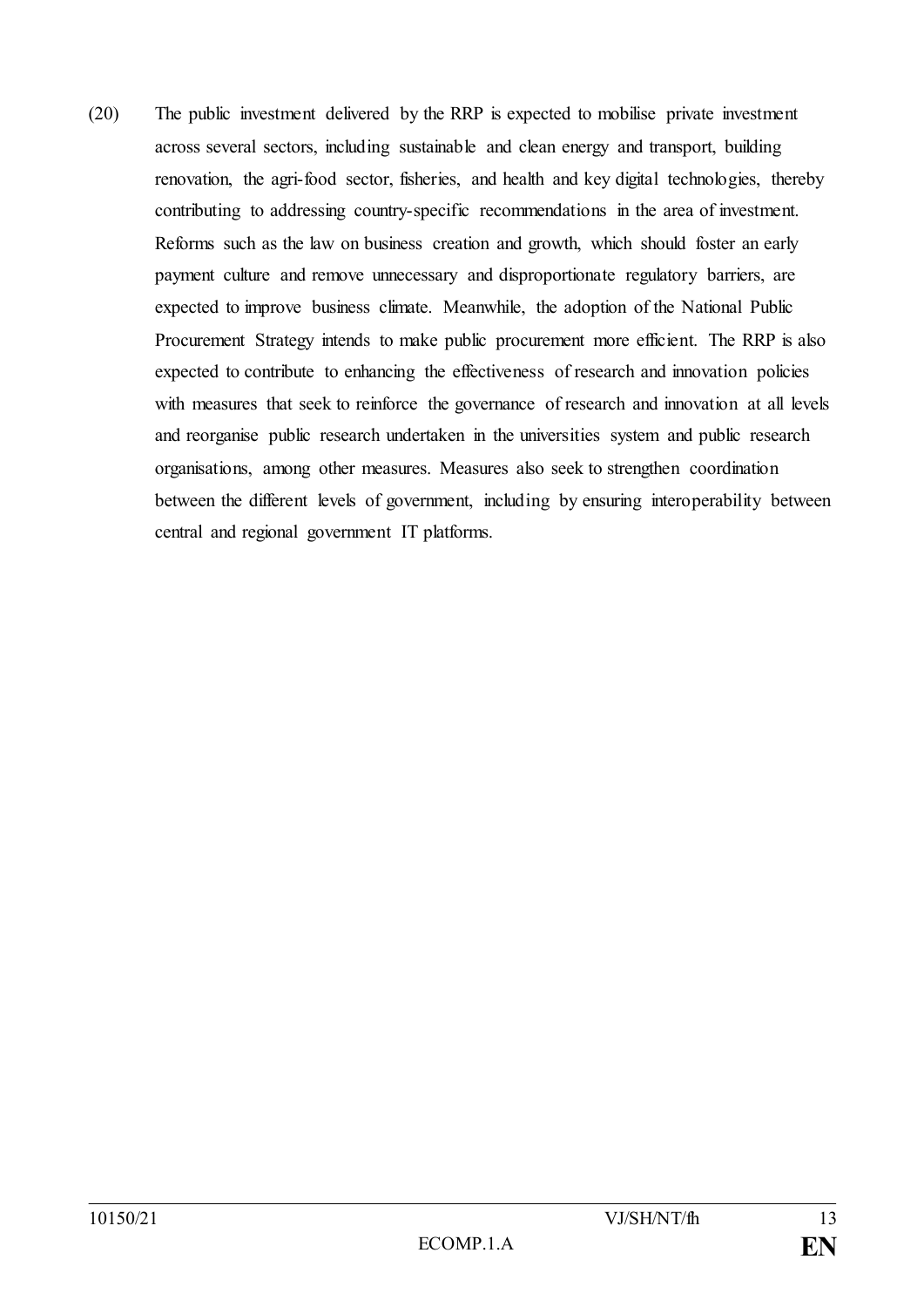(20) The public investment delivered by the RRP is expected to mobilise private investment across several sectors, including sustainable and clean energy and transport, building renovation, the agri-food sector, fisheries, and health and key digital technologies, thereby contributing to addressing country-specific recommendations in the area of investment. Reforms such as the law on business creation and growth, which should foster an early payment culture and remove unnecessary and disproportionate regulatory barriers, are expected to improve business climate. Meanwhile, the adoption of the National Public Procurement Strategy intends to make public procurement more efficient. The RRP is also expected to contribute to enhancing the effectiveness of research and innovation policies with measures that seek to reinforce the governance of research and innovation at all levels and reorganise public research undertaken in the universities system and public research organisations, among other measures. Measures also seek to strengthen coordination between the different levels of government, including by ensuring interoperability between central and regional government IT platforms.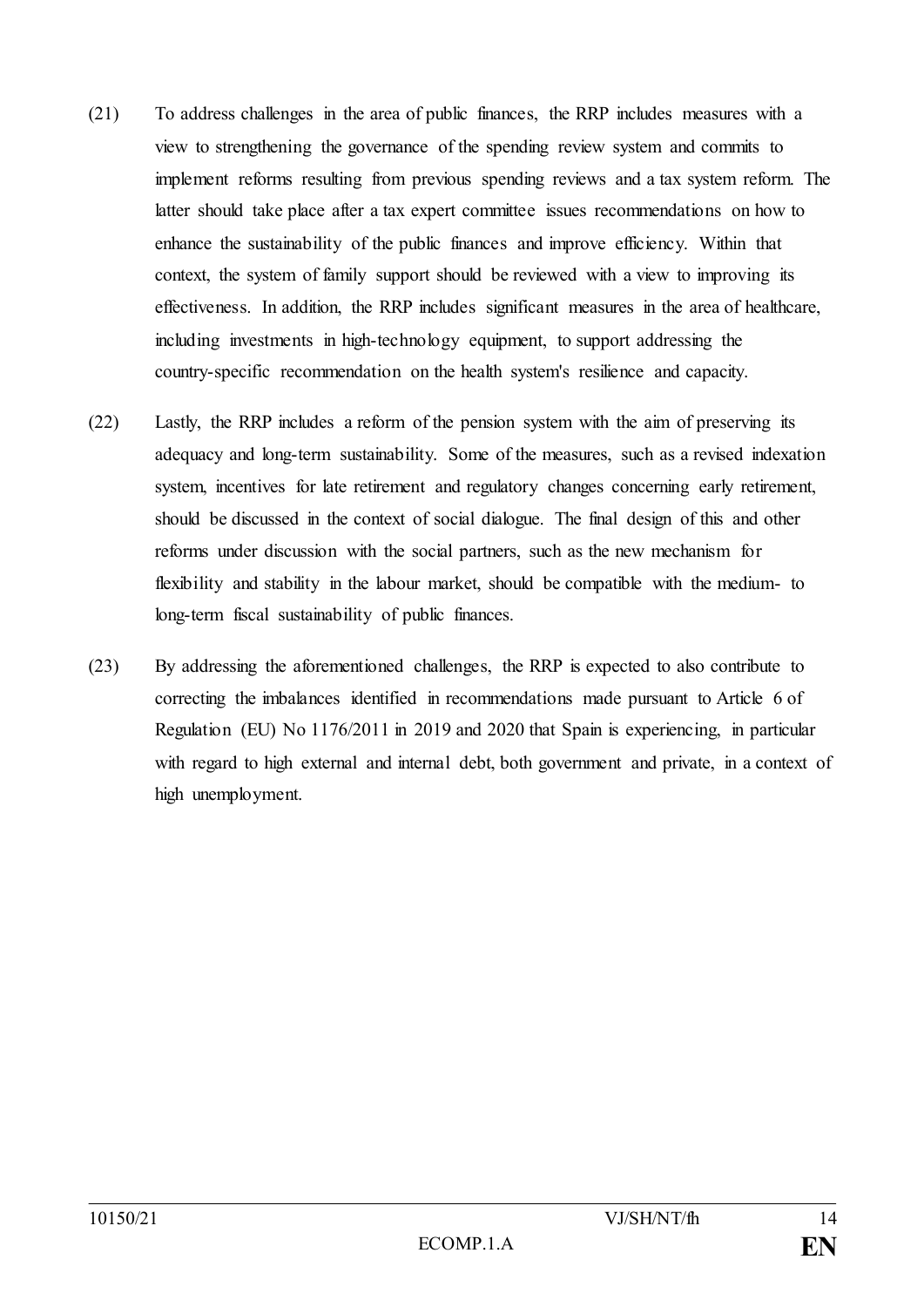(21) To address challenges in the area of public finances, the RRP includes measures with a view to strengthening the governance of the spending review system and commits to implement reforms resulting from previous spending reviews and a tax system reform. The latter should take place after a tax expert committee issues recommendations on how to enhance the sustainability of the public finances and improve efficiency. Within that context, the system of family support should be reviewed with a view to improving its effectiveness. In addition, the RRP includes significant measures in the area of healthcare, including investments in high-technology equipment, to support addressing the country-specific recommendation on the health system's resilience and capacity.

(22) Lastly, the RRP includes a reform of the pension system with the aim of preserving its adequacy and long-term sustainability. Some of the measures, such as a revised indexation system, incentives for late retirement and regulatory changes concerning early retirement, should be discussed in the context of social dialogue. The final design of this and other reforms under discussion with the social partners, such as the new mechanism for flexibility and stability in the labour market, should be compatible with the medium- to long-term fiscal sustainability of public finances.

(23) By addressing the aforementioned challenges, the RRP is expected to also contribute to correcting the imbalances identified in recommendations made pursuant to Article 6 of Regulation (EU) No 1176/2011 in 2019 and 2020 that Spain is experiencing, in particular with regard to high external and internal debt, both government and private, in a context of high unemployment.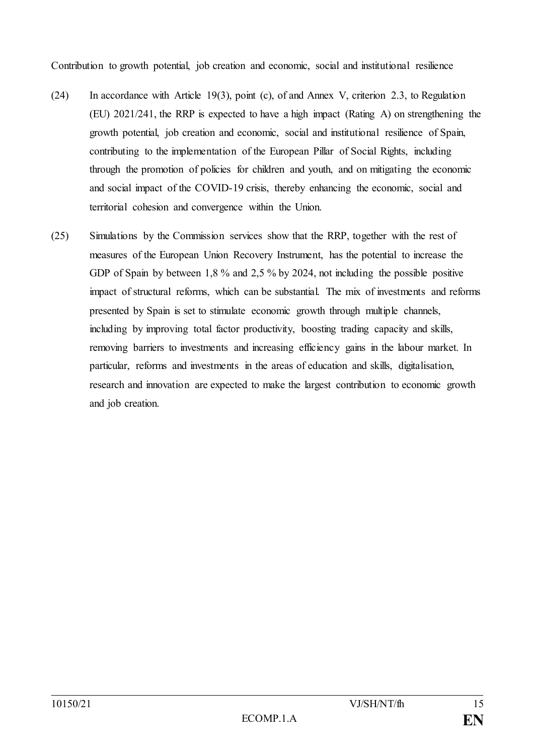Contribution to growth potential, job creation and economic, social and institutional resilience

(24) In accordance with Article 19(3), point (c), of and Annex V, criterion 2.3, to Regulation (EU) 2021/241, the RRP is expected to have a high impact (Rating A) on strengthening the growth potential, job creation and economic, social and institutional resilience of Spain, contributing to the implementation of the European Pillar of Social Rights, including through the promotion of policies for children and youth, and on mitigating the economic and social impact of the COVID-19 crisis, thereby enhancing the economic, social and territorial cohesion and convergence within the Union.

(25) Simulations by the Commission services show that the RRP, together with the rest of measures of the European Union Recovery Instrument, has the potential to increase the GDP of Spain by between 1,8 % and 2,5 % by 2024, not including the possible positive impact of structural reforms, which can be substantial. The mix of investments and reforms presented by Spain is set to stimulate economic growth through multiple channels, including by improving total factor productivity, boosting trading capacity and skills, removing barriers to investments and increasing efficiency gains in the labour market. In particular, reforms and investments in the areas of education and skills, digitalisation, research and innovation are expected to make the largest contribution to economic growth and job creation.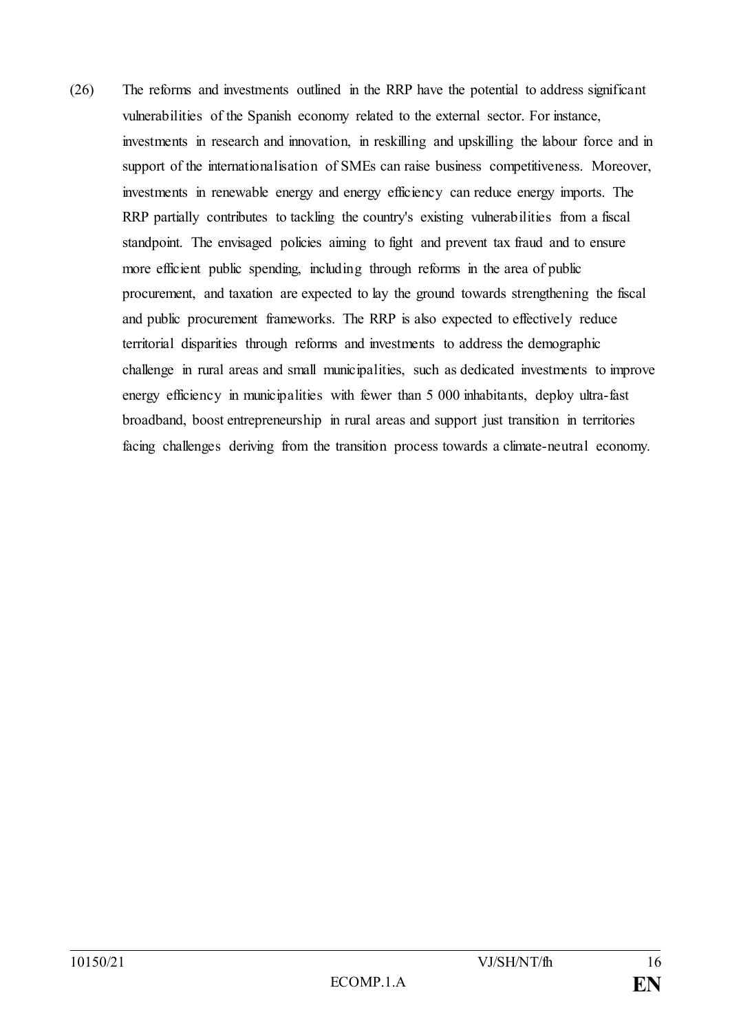(26) The reforms and investments outlined in the RRP have the potential to address significant vulnerabilities of the Spanish economy related to the external sector. For instance, investments in research and innovation, in reskilling and upskilling the labour force and in support of the internationalisation of SMEs can raise business competitiveness. Moreover, investments in renewable energy and energy efficiency can reduce energy imports. The RRP partially contributes to tackling the country's existing vulnerabilities from a fiscal standpoint. The envisaged policies aiming to fight and prevent tax fraud and to ensure more efficient public spending, including through reforms in the area of public procurement, and taxation are expected to lay the ground towards strengthening the fiscal and public procurement frameworks. The RRP is also expected to effectively reduce territorial disparities through reforms and investments to address the demographic challenge in rural areas and small municipalities, such as dedicated investments to improve energy efficiency in municipalities with fewer than 5 000 inhabitants, deploy ultra-fast broadband, boost entrepreneurship in rural areas and support just transition in territories facing challenges deriving from the transition process towards a climate-neutral economy.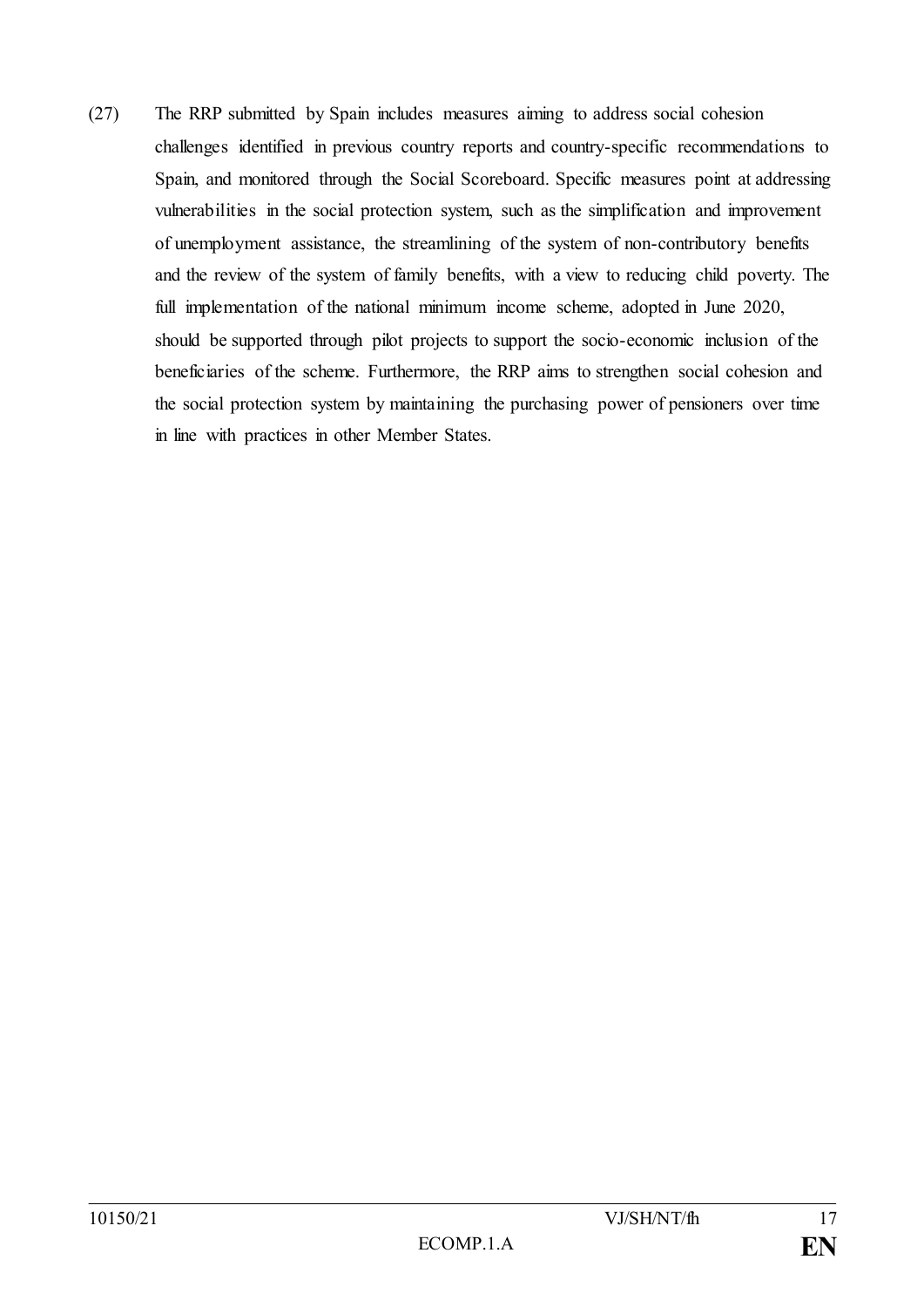(27) The RRP submitted by Spain includes measures aiming to address social cohesion challenges identified in previous country reports and country-specific recommendations to Spain, and monitored through the Social Scoreboard. Specific measures point at addressing vulnerabilities in the social protection system, such as the simplification and improvement of unemployment assistance, the streamlining of the system of non-contributory benefits and the review of the system of family benefits, with a view to reducing child poverty. The full implementation of the national minimum income scheme, adopted in June 2020, should be supported through pilot projects to support the socio-economic inclusion of the beneficiaries of the scheme. Furthermore, the RRP aims to strengthen social cohesion and the social protection system by maintaining the purchasing power of pensioners over time in line with practices in other Member States.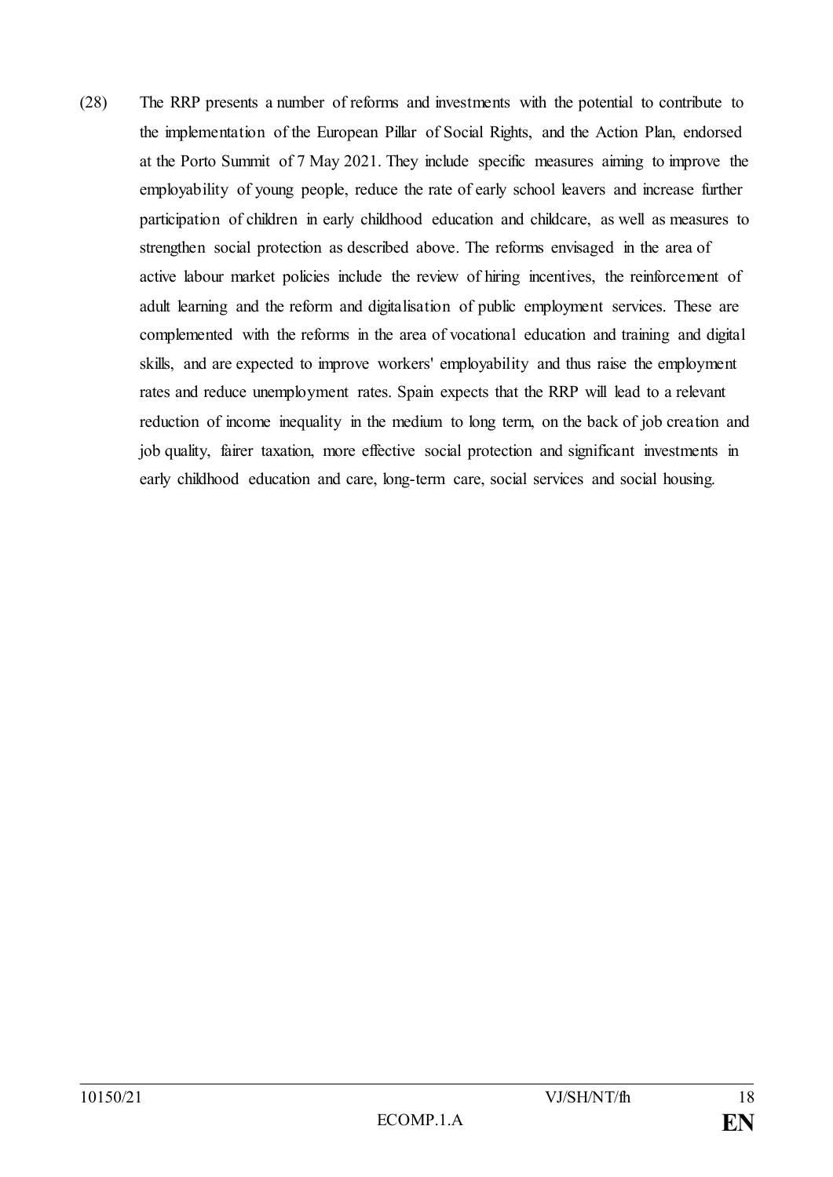(28) The RRP presents a number of reforms and investments with the potential to contribute to the implementation of the European Pillar of Social Rights, and the Action Plan, endorsed at the Porto Summit of 7 May 2021. They include specific measures aiming to improve the employability of young people, reduce the rate of early school leavers and increase further participation of children in early childhood education and childcare, as well as measures to strengthen social protection as described above. The reforms envisaged in the area of active labour market policies include the review of hiring incentives, the reinforcement of adult learning and the reform and digitalisation of public employment services. These are complemented with the reforms in the area of vocational education and training and digital skills, and are expected to improve workers' employability and thus raise the employment rates and reduce unemployment rates. Spain expects that the RRP will lead to a relevant reduction of income inequality in the medium to long term, on the back of job creation and job quality, fairer taxation, more effective social protection and significant investments in early childhood education and care, long-term care, social services and social housing.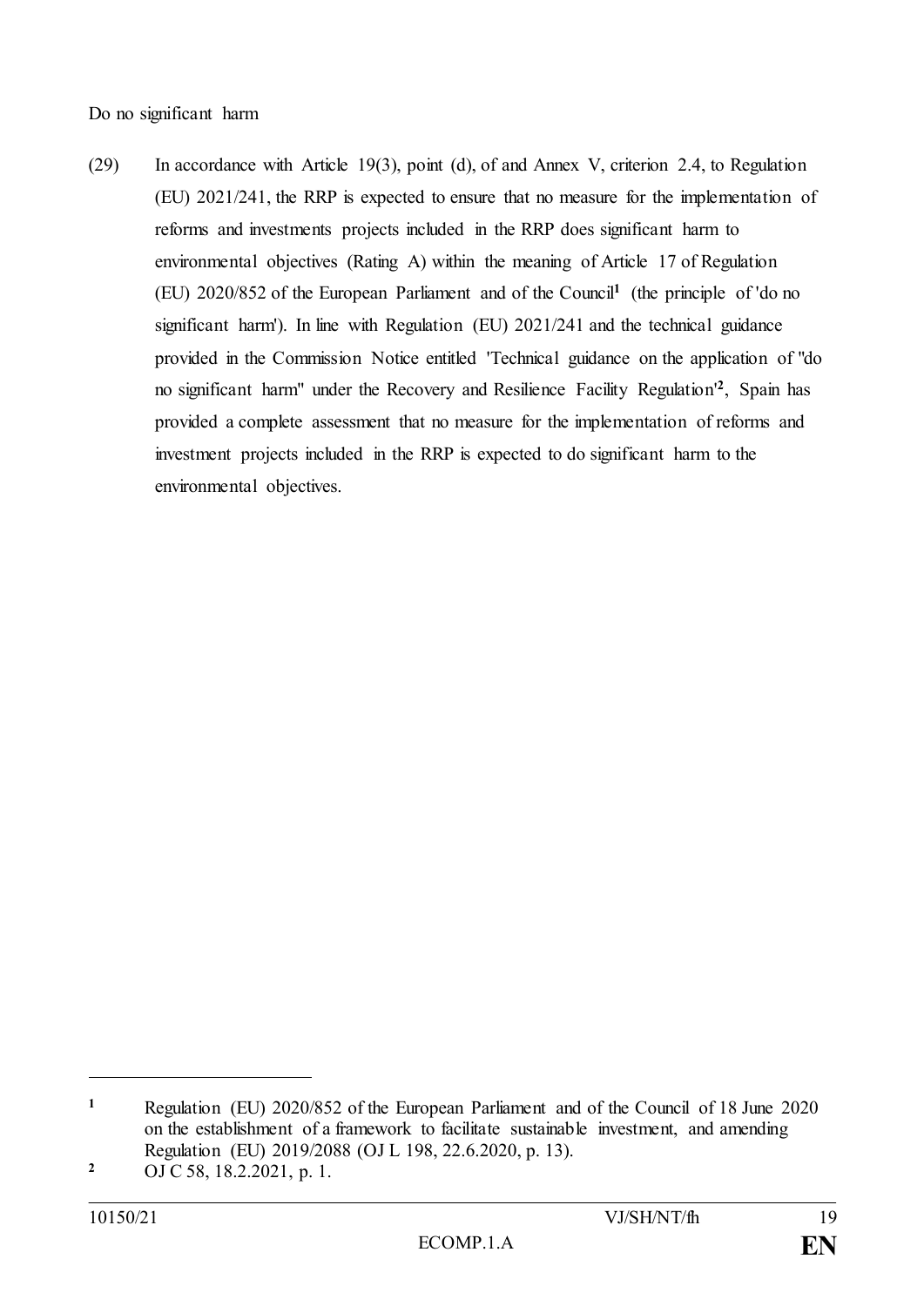Do no significant harm

(29) In accordance with Article 19(3), point (d), of and Annex V, criterion 2.4, to Regulation (EU) 2021/241, the RRP is expected to ensure that no measure for the implementation of reforms and investments projects included in the RRP does significant harm to environmental objectives (Rating A) within the meaning of Article 17 of Regulation (EU) 2020/852 of the European Parliament and of the Council[1] (the principle of 'do no significant harm'). In line with Regulation (EU) 2021/241 and the technical guidance provided in the Commission Notice entitled 'Technical guidance on the application of "do no significant harm" under the Recovery and Resilience Facility Regulation'[2], Spain has provided a complete assessment that no measure for the implementation of reforms and investment projects included in the RRP is expected to do significant harm to the environmental objectives.

---

[1] Regulation (EU) 2020/852 of the European Parliament and of the Council of 18 June 2020 on the establishment of a framework to facilitate sustainable investment, and amending Regulation (EU) 2019/2088 (OJ L 198, 22.6.2020, p. 13).

[2] OJ C 58, 18.2.2021, p. 1.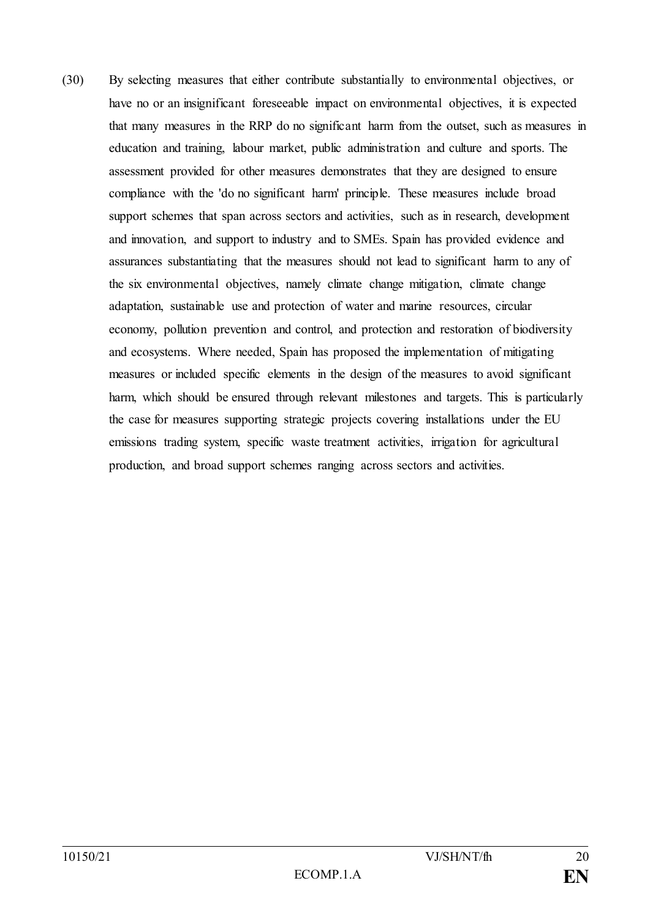(30) By selecting measures that either contribute substantially to environmental objectives, or have no or an insignificant foreseeable impact on environmental objectives, it is expected that many measures in the RRP do no significant harm from the outset, such as measures in education and training, labour market, public administration and culture and sports. The assessment provided for other measures demonstrates that they are designed to ensure compliance with the 'do no significant harm' principle. These measures include broad support schemes that span across sectors and activities, such as in research, development and innovation, and support to industry and to SMEs. Spain has provided evidence and assurances substantiating that the measures should not lead to significant harm to any of the six environmental objectives, namely climate change mitigation, climate change adaptation, sustainable use and protection of water and marine resources, circular economy, pollution prevention and control, and protection and restoration of biodiversity and ecosystems. Where needed, Spain has proposed the implementation of mitigating measures or included specific elements in the design of the measures to avoid significant harm, which should be ensured through relevant milestones and targets. This is particularly the case for measures supporting strategic projects covering installations under the EU emissions trading system, specific waste treatment activities, irrigation for agricultural production, and broad support schemes ranging across sectors and activities.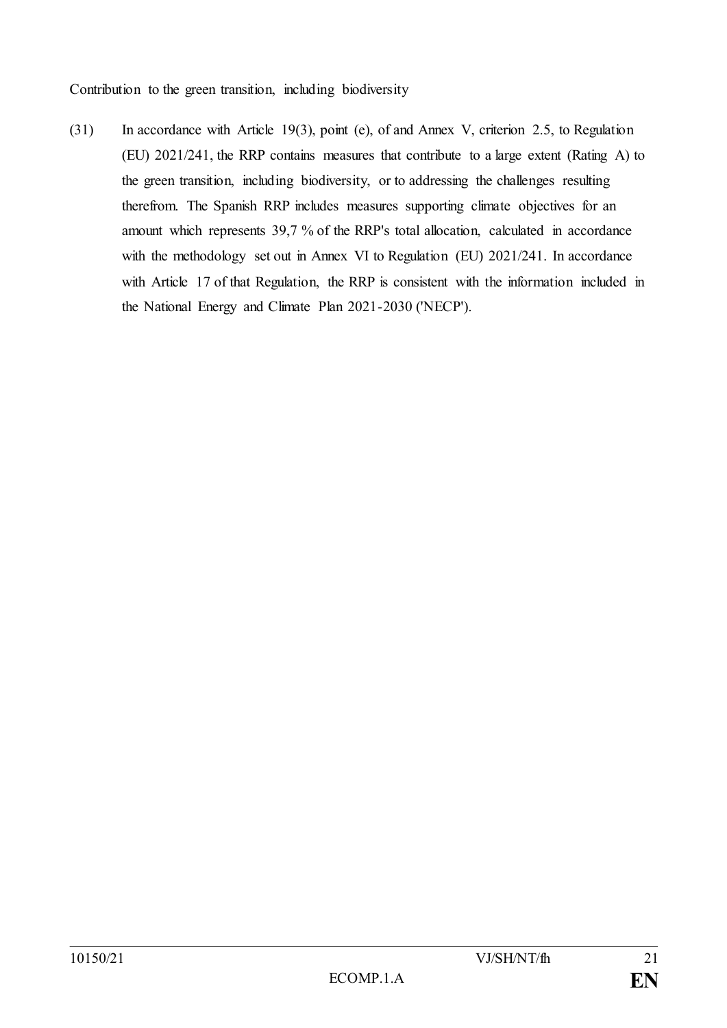Contribution to the green transition, including biodiversity

(31) In accordance with Article 19(3), point (e), of and Annex V, criterion 2.5, to Regulation (EU) 2021/241, the RRP contains measures that contribute to a large extent (Rating A) to the green transition, including biodiversity, or to addressing the challenges resulting therefrom. The Spanish RRP includes measures supporting climate objectives for an amount which represents 39,7 % of the RRP's total allocation, calculated in accordance with the methodology set out in Annex VI to Regulation (EU) 2021/241. In accordance with Article 17 of that Regulation, the RRP is consistent with the information included in the National Energy and Climate Plan 2021-2030 ('NECP').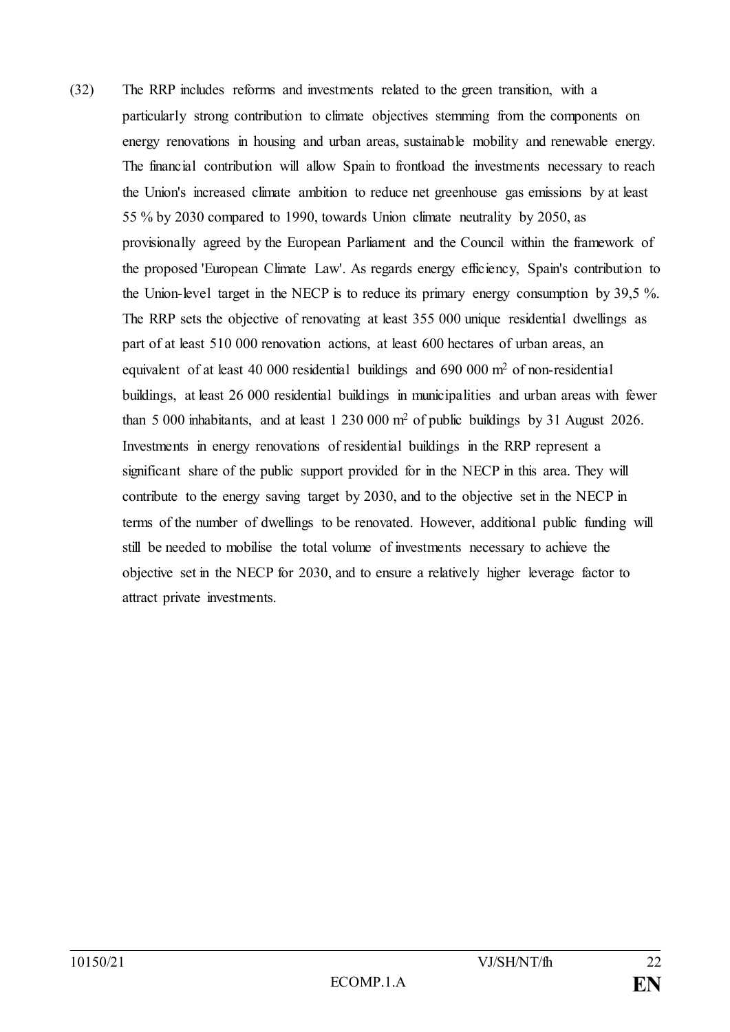(32) The RRP includes reforms and investments related to the green transition, with a particularly strong contribution to climate objectives stemming from the components on energy renovations in housing and urban areas, sustainable mobility and renewable energy. The financial contribution will allow Spain to frontload the investments necessary to reach the Union's increased climate ambition to reduce net greenhouse gas emissions by at least 55 % by 2030 compared to 1990, towards Union climate neutrality by 2050, as provisionally agreed by the European Parliament and the Council within the framework of the proposed 'European Climate Law'. As regards energy efficiency, Spain's contribution to the Union-level target in the NECP is to reduce its primary energy consumption by 39,5 %. The RRP sets the objective of renovating at least 355 000 unique residential dwellings as part of at least 510 000 renovation actions, at least 600 hectares of urban areas, an equivalent of at least 40 000 residential buildings and 690 000 m$^2$ of non-residential buildings, at least 26 000 residential buildings in municipalities and urban areas with fewer than 5 000 inhabitants, and at least 1 230 000 m$^2$ of public buildings by 31 August 2026. Investments in energy renovations of residential buildings in the RRP represent a significant share of the public support provided for in the NECP in this area. They will contribute to the energy saving target by 2030, and to the objective set in the NECP in terms of the number of dwellings to be renovated. However, additional public funding will still be needed to mobilise the total volume of investments necessary to achieve the objective set in the NECP for 2030, and to ensure a relatively higher leverage factor to attract private investments.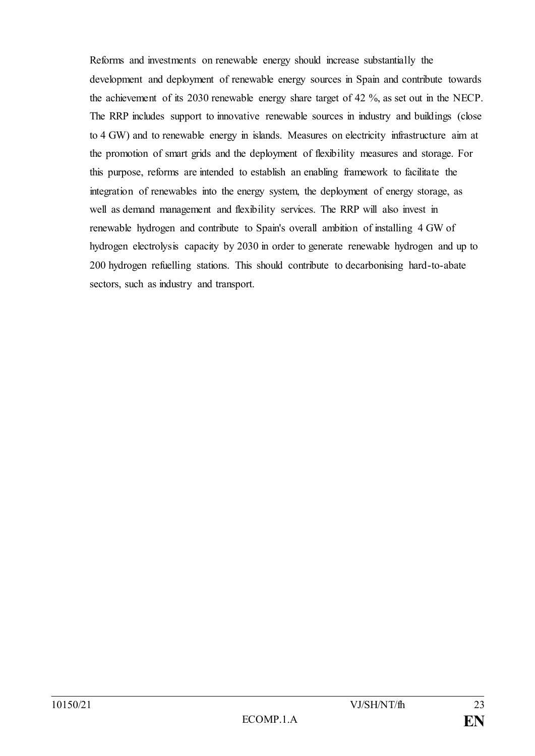Reforms and investments on renewable energy should increase substantially the development and deployment of renewable energy sources in Spain and contribute towards the achievement of its 2030 renewable energy share target of 42 %, as set out in the NECP. The RRP includes support to innovative renewable sources in industry and buildings (close to 4 GW) and to renewable energy in islands. Measures on electricity infrastructure aim at the promotion of smart grids and the deployment of flexibility measures and storage. For this purpose, reforms are intended to establish an enabling framework to facilitate the integration of renewables into the energy system, the deployment of energy storage, as well as demand management and flexibility services. The RRP will also invest in renewable hydrogen and contribute to Spain's overall ambition of installing 4 GW of hydrogen electrolysis capacity by 2030 in order to generate renewable hydrogen and up to 200 hydrogen refuelling stations. This should contribute to decarbonising hard-to-abate sectors, such as industry and transport.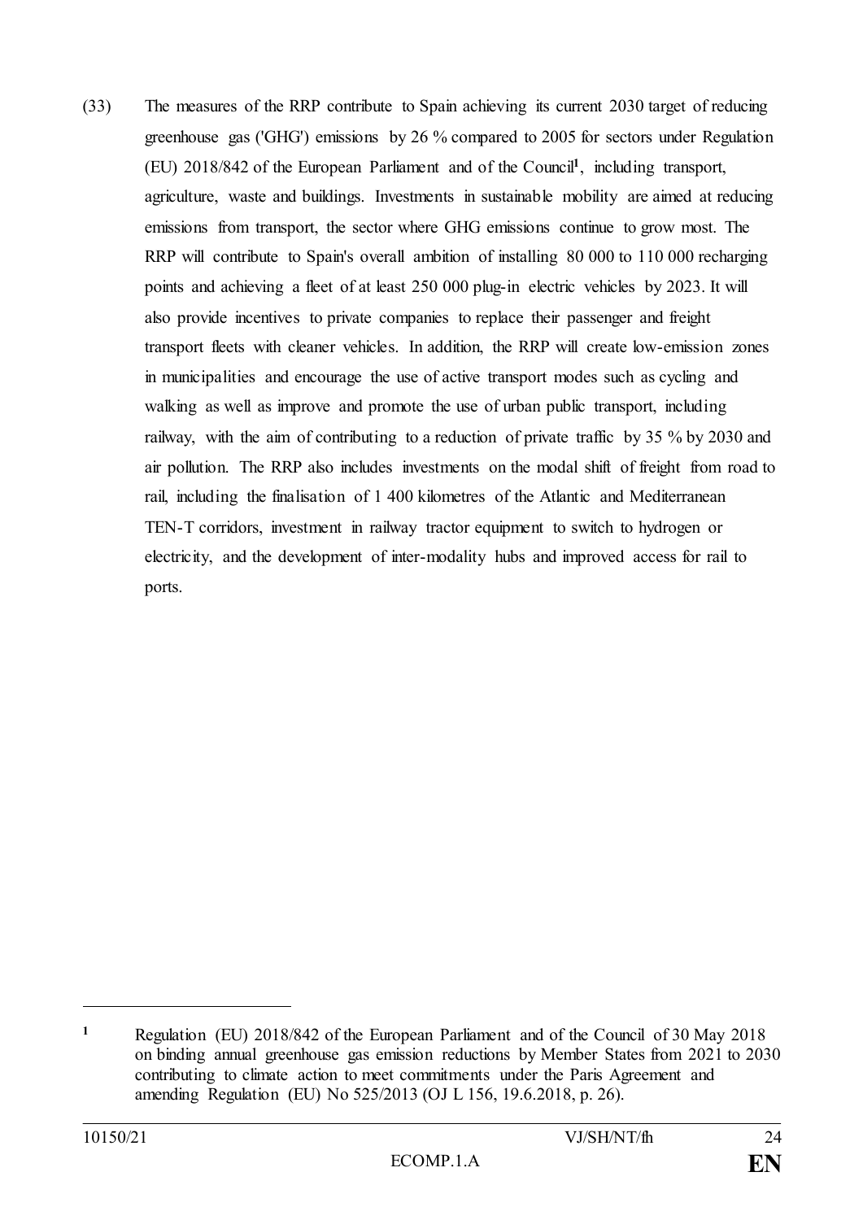(33) The measures of the RRP contribute to Spain achieving its current 2030 target of reducing greenhouse gas ('GHG') emissions by 26 % compared to 2005 for sectors under Regulation (EU) 2018/842 of the European Parliament and of the Council[1], including transport, agriculture, waste and buildings. Investments in sustainable mobility are aimed at reducing emissions from transport, the sector where GHG emissions continue to grow most. The RRP will contribute to Spain's overall ambition of installing 80 000 to 110 000 recharging points and achieving a fleet of at least 250 000 plug-in electric vehicles by 2023. It will also provide incentives to private companies to replace their passenger and freight transport fleets with cleaner vehicles. In addition, the RRP will create low-emission zones in municipalities and encourage the use of active transport modes such as cycling and walking as well as improve and promote the use of urban public transport, including railway, with the aim of contributing to a reduction of private traffic by 35 % by 2030 and air pollution. The RRP also includes investments on the modal shift of freight from road to rail, including the finalisation of 1 400 kilometres of the Atlantic and Mediterranean TEN-T corridors, investment in railway tractor equipment to switch to hydrogen or electricity, and the development of inter-modality hubs and improved access for rail to ports.

---

[1] Regulation (EU) 2018/842 of the European Parliament and of the Council of 30 May 2018 on binding annual greenhouse gas emission reductions by Member States from 2021 to 2030 contributing to climate action to meet commitments under the Paris Agreement and amending Regulation (EU) No 525/2013 (OJ L 156, 19.6.2018, p. 26).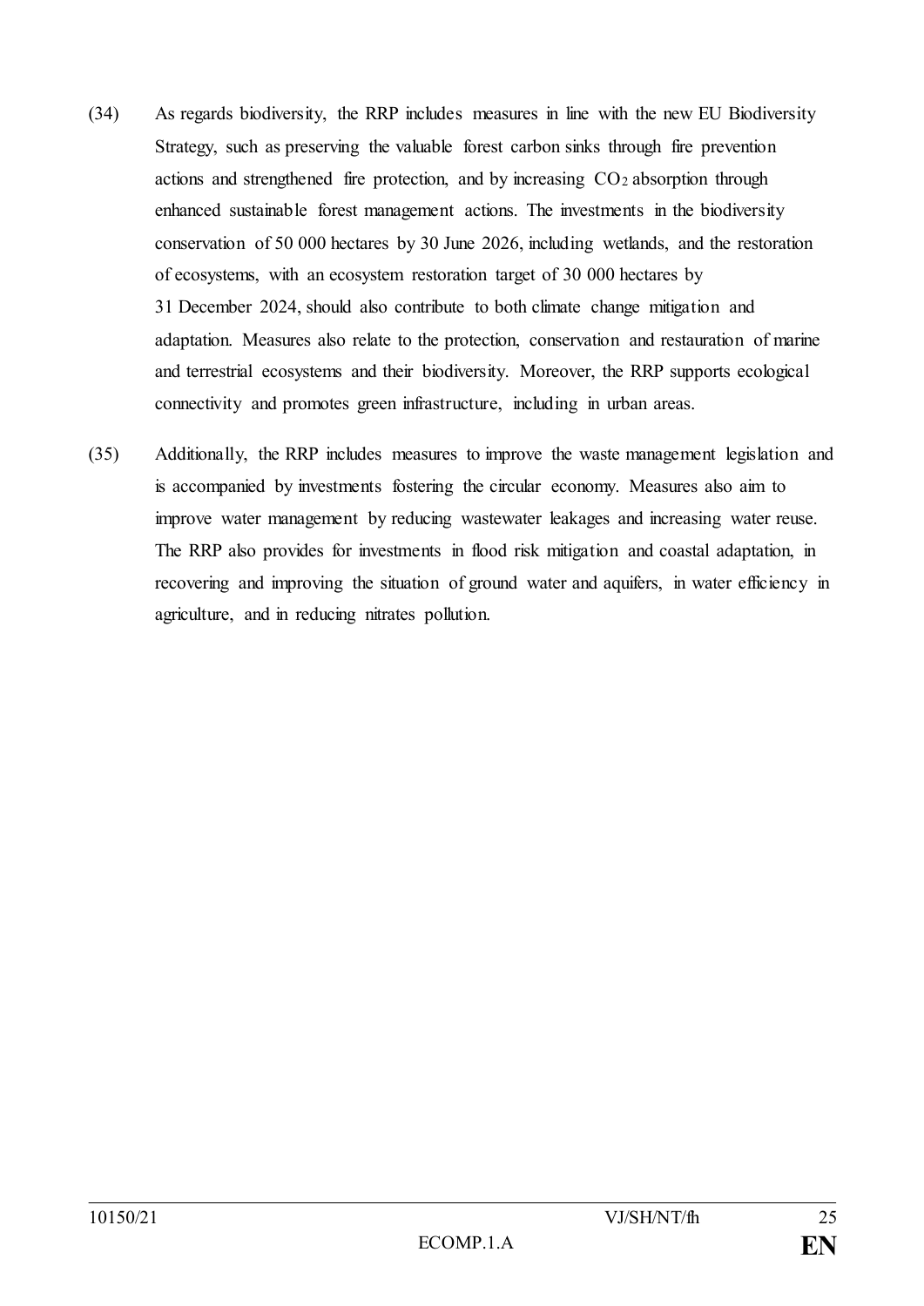(34) As regards biodiversity, the RRP includes measures in line with the new EU Biodiversity Strategy, such as preserving the valuable forest carbon sinks through fire prevention actions and strengthened fire protection, and by increasing $CO_2$ absorption through enhanced sustainable forest management actions. The investments in the biodiversity conservation of 50 000 hectares by 30 June 2026, including wetlands, and the restoration of ecosystems, with an ecosystem restoration target of 30 000 hectares by 31 December 2024, should also contribute to both climate change mitigation and adaptation. Measures also relate to the protection, conservation and restauration of marine and terrestrial ecosystems and their biodiversity. Moreover, the RRP supports ecological connectivity and promotes green infrastructure, including in urban areas.

(35) Additionally, the RRP includes measures to improve the waste management legislation and is accompanied by investments fostering the circular economy. Measures also aim to improve water management by reducing wastewater leakages and increasing water reuse. The RRP also provides for investments in flood risk mitigation and coastal adaptation, in recovering and improving the situation of ground water and aquifers, in water efficiency in agriculture, and in reducing nitrates pollution.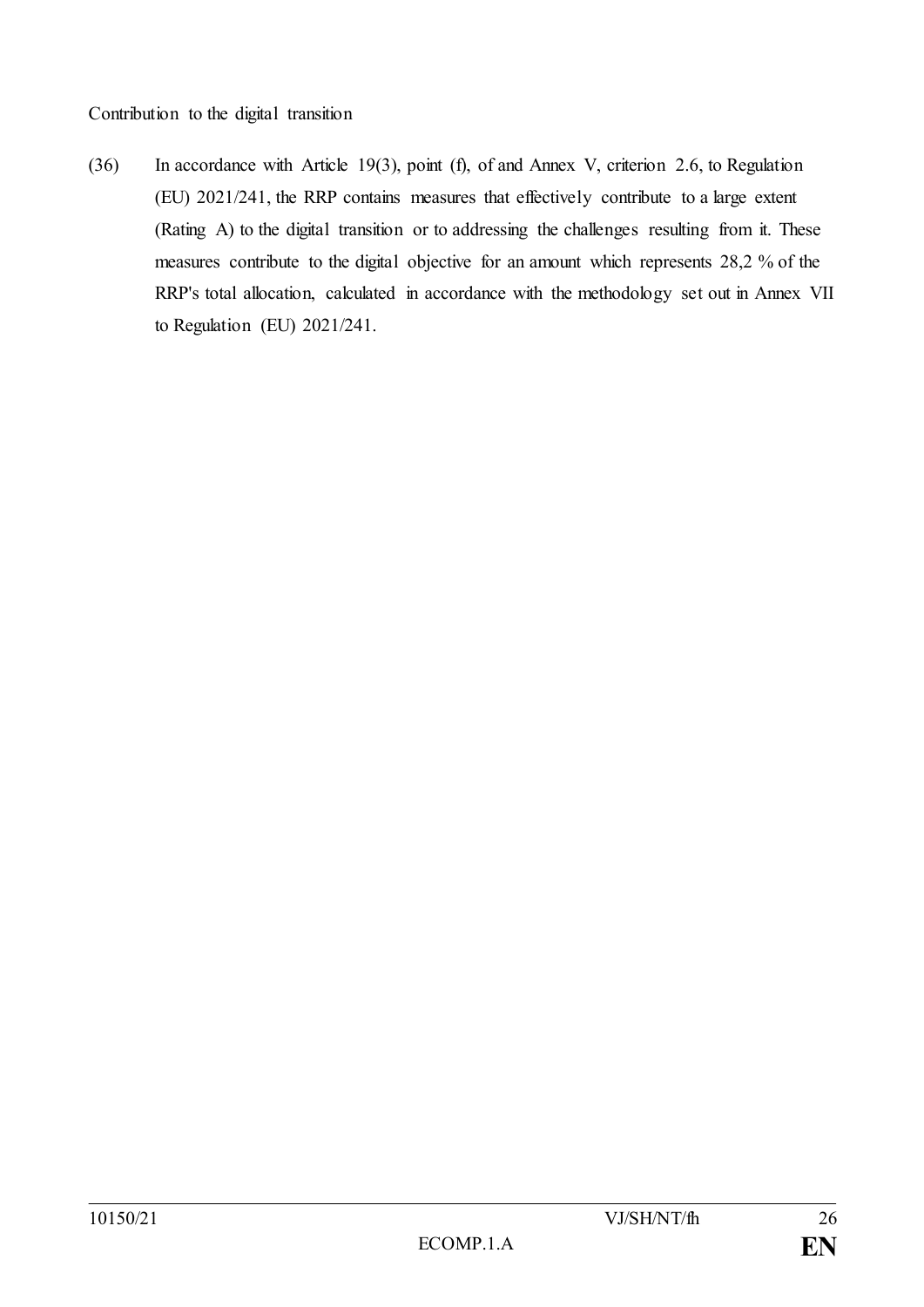Contribution to the digital transition

(36) In accordance with Article 19(3), point (f), of and Annex V, criterion 2.6, to Regulation (EU) 2021/241, the RRP contains measures that effectively contribute to a large extent (Rating A) to the digital transition or to addressing the challenges resulting from it. These measures contribute to the digital objective for an amount which represents 28,2 % of the RRP's total allocation, calculated in accordance with the methodology set out in Annex VII to Regulation (EU) 2021/241.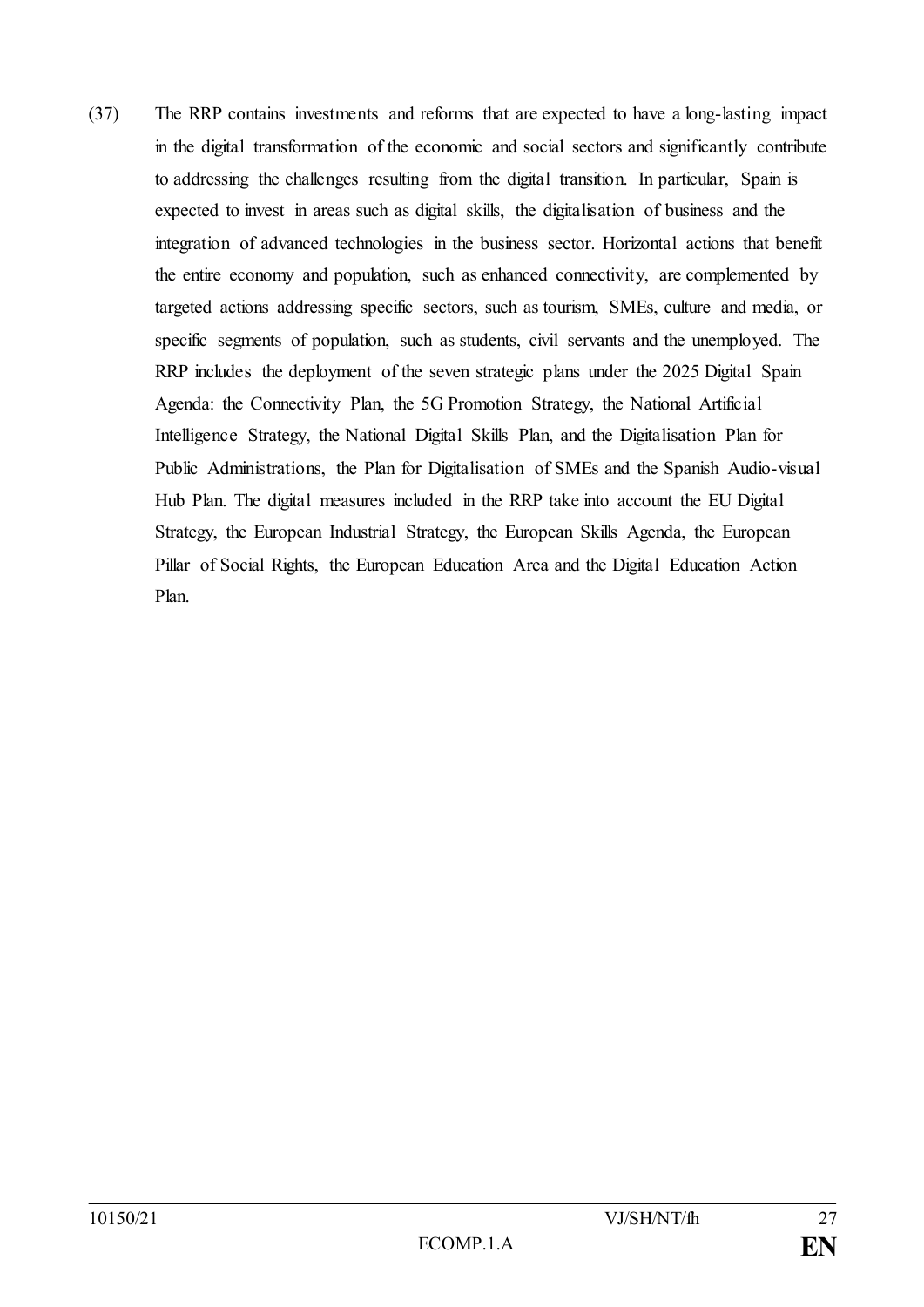(37) The RRP contains investments and reforms that are expected to have a long-lasting impact in the digital transformation of the economic and social sectors and significantly contribute to addressing the challenges resulting from the digital transition. In particular, Spain is expected to invest in areas such as digital skills, the digitalisation of business and the integration of advanced technologies in the business sector. Horizontal actions that benefit the entire economy and population, such as enhanced connectivity, are complemented by targeted actions addressing specific sectors, such as tourism, SMEs, culture and media, or specific segments of population, such as students, civil servants and the unemployed. The RRP includes the deployment of the seven strategic plans under the 2025 Digital Spain Agenda: the Connectivity Plan, the 5G Promotion Strategy, the National Artificial Intelligence Strategy, the National Digital Skills Plan, and the Digitalisation Plan for Public Administrations, the Plan for Digitalisation of SMEs and the Spanish Audio-visual Hub Plan. The digital measures included in the RRP take into account the EU Digital Strategy, the European Industrial Strategy, the European Skills Agenda, the European Pillar of Social Rights, the European Education Area and the Digital Education Action Plan.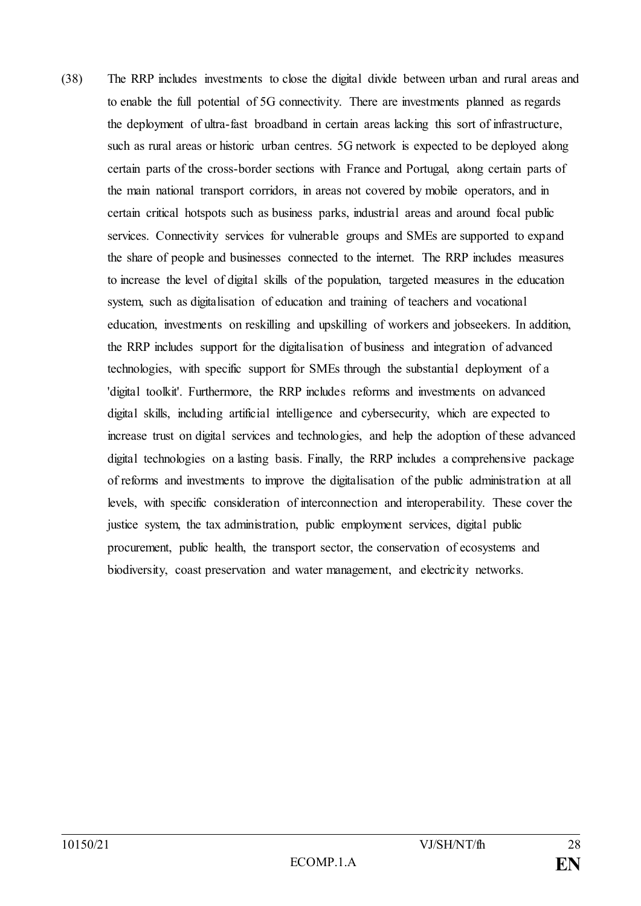(38) The RRP includes investments to close the digital divide between urban and rural areas and to enable the full potential of 5G connectivity. There are investments planned as regards the deployment of ultra-fast broadband in certain areas lacking this sort of infrastructure, such as rural areas or historic urban centres. 5G network is expected to be deployed along certain parts of the cross-border sections with France and Portugal, along certain parts of the main national transport corridors, in areas not covered by mobile operators, and in certain critical hotspots such as business parks, industrial areas and around focal public services. Connectivity services for vulnerable groups and SMEs are supported to expand the share of people and businesses connected to the internet. The RRP includes measures to increase the level of digital skills of the population, targeted measures in the education system, such as digitalisation of education and training of teachers and vocational education, investments on reskilling and upskilling of workers and jobseekers. In addition, the RRP includes support for the digitalisation of business and integration of advanced technologies, with specific support for SMEs through the substantial deployment of a 'digital toolkit'. Furthermore, the RRP includes reforms and investments on advanced digital skills, including artificial intelligence and cybersecurity, which are expected to increase trust on digital services and technologies, and help the adoption of these advanced digital technologies on a lasting basis. Finally, the RRP includes a comprehensive package of reforms and investments to improve the digitalisation of the public administration at all levels, with specific consideration of interconnection and interoperability. These cover the justice system, the tax administration, public employment services, digital public procurement, public health, the transport sector, the conservation of ecosystems and biodiversity, coast preservation and water management, and electricity networks.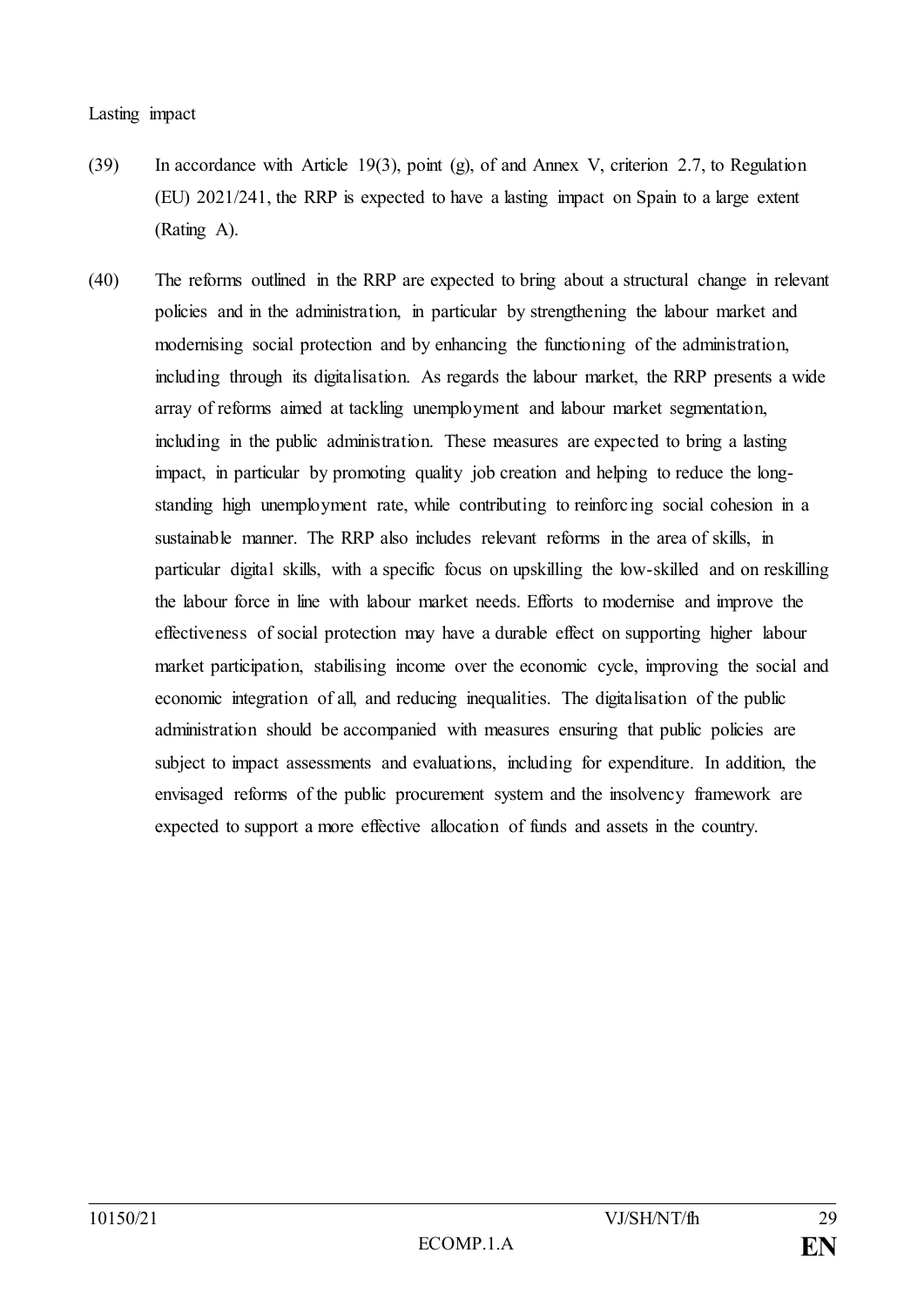Lasting impact

(39) In accordance with Article 19(3), point (g), of and Annex V, criterion 2.7, to Regulation (EU) 2021/241, the RRP is expected to have a lasting impact on Spain to a large extent (Rating A).

(40) The reforms outlined in the RRP are expected to bring about a structural change in relevant policies and in the administration, in particular by strengthening the labour market and modernising social protection and by enhancing the functioning of the administration, including through its digitalisation. As regards the labour market, the RRP presents a wide array of reforms aimed at tackling unemployment and labour market segmentation, including in the public administration. These measures are expected to bring a lasting impact, in particular by promoting quality job creation and helping to reduce the long-standing high unemployment rate, while contributing to reinforcing social cohesion in a sustainable manner. The RRP also includes relevant reforms in the area of skills, in particular digital skills, with a specific focus on upskilling the low-skilled and on reskilling the labour force in line with labour market needs. Efforts to modernise and improve the effectiveness of social protection may have a durable effect on supporting higher labour market participation, stabilising income over the economic cycle, improving the social and economic integration of all, and reducing inequalities. The digitalisation of the public administration should be accompanied with measures ensuring that public policies are subject to impact assessments and evaluations, including for expenditure. In addition, the envisaged reforms of the public procurement system and the insolvency framework are expected to support a more effective allocation of funds and assets in the country.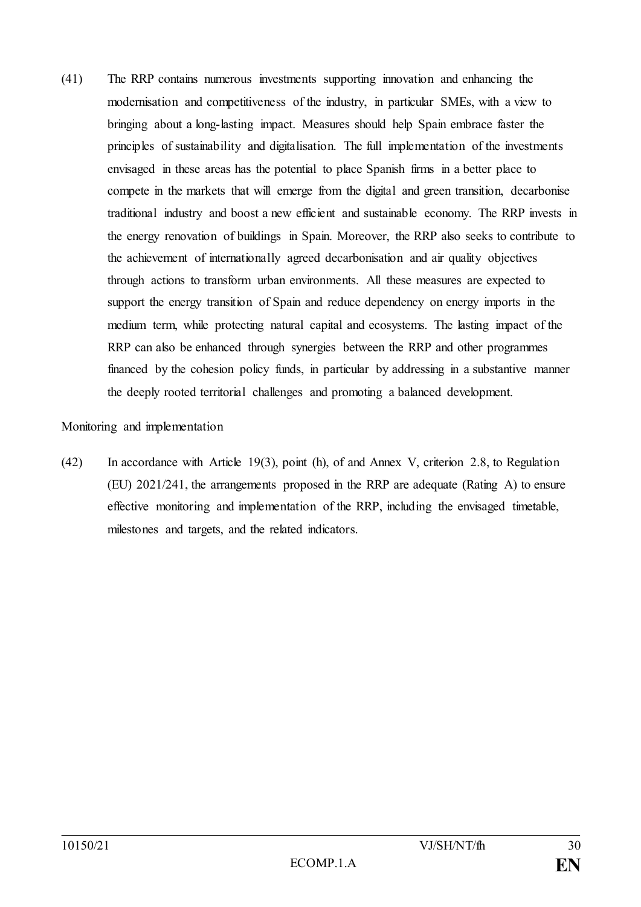(41) The RRP contains numerous investments supporting innovation and enhancing the modernisation and competitiveness of the industry, in particular SMEs, with a view to bringing about a long-lasting impact. Measures should help Spain embrace faster the principles of sustainability and digitalisation. The full implementation of the investments envisaged in these areas has the potential to place Spanish firms in a better place to compete in the markets that will emerge from the digital and green transition, decarbonise traditional industry and boost a new efficient and sustainable economy. The RRP invests in the energy renovation of buildings in Spain. Moreover, the RRP also seeks to contribute to the achievement of internationally agreed decarbonisation and air quality objectives through actions to transform urban environments. All these measures are expected to support the energy transition of Spain and reduce dependency on energy imports in the medium term, while protecting natural capital and ecosystems. The lasting impact of the RRP can also be enhanced through synergies between the RRP and other programmes financed by the cohesion policy funds, in particular by addressing in a substantive manner the deeply rooted territorial challenges and promoting a balanced development.

Monitoring and implementation

(42) In accordance with Article 19(3), point (h), of and Annex V, criterion 2.8, to Regulation (EU) 2021/241, the arrangements proposed in the RRP are adequate (Rating A) to ensure effective monitoring and implementation of the RRP, including the envisaged timetable, milestones and targets, and the related indicators.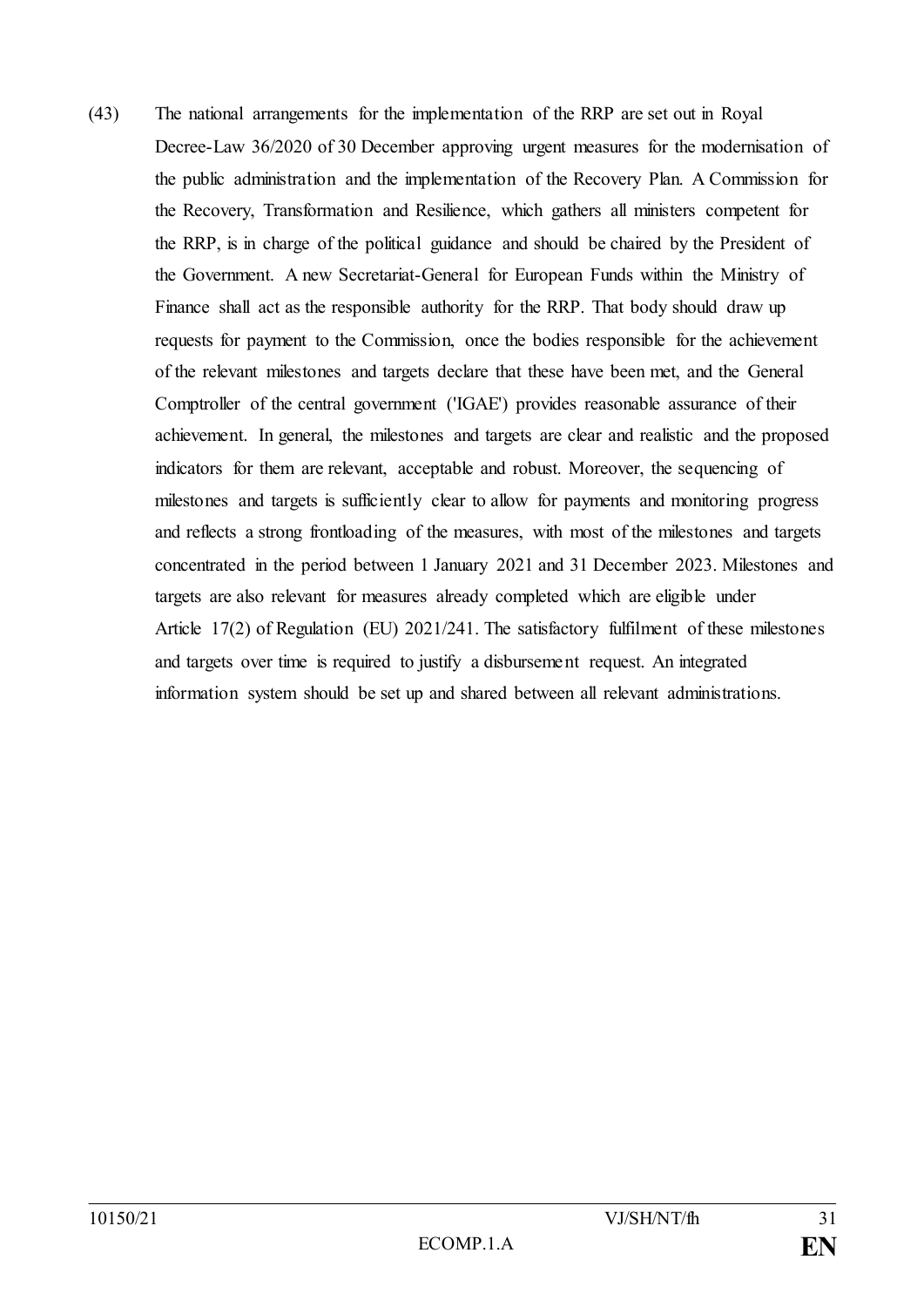(43) The national arrangements for the implementation of the RRP are set out in Royal Decree-Law 36/2020 of 30 December approving urgent measures for the modernisation of the public administration and the implementation of the Recovery Plan. A Commission for the Recovery, Transformation and Resilience, which gathers all ministers competent for the RRP, is in charge of the political guidance and should be chaired by the President of the Government. A new Secretariat-General for European Funds within the Ministry of Finance shall act as the responsible authority for the RRP. That body should draw up requests for payment to the Commission, once the bodies responsible for the achievement of the relevant milestones and targets declare that these have been met, and the General Comptroller of the central government ('IGAE') provides reasonable assurance of their achievement. In general, the milestones and targets are clear and realistic and the proposed indicators for them are relevant, acceptable and robust. Moreover, the sequencing of milestones and targets is sufficiently clear to allow for payments and monitoring progress and reflects a strong frontloading of the measures, with most of the milestones and targets concentrated in the period between 1 January 2021 and 31 December 2023. Milestones and targets are also relevant for measures already completed which are eligible under Article 17(2) of Regulation (EU) 2021/241. The satisfactory fulfilment of these milestones and targets over time is required to justify a disbursement request. An integrated information system should be set up and shared between all relevant administrations.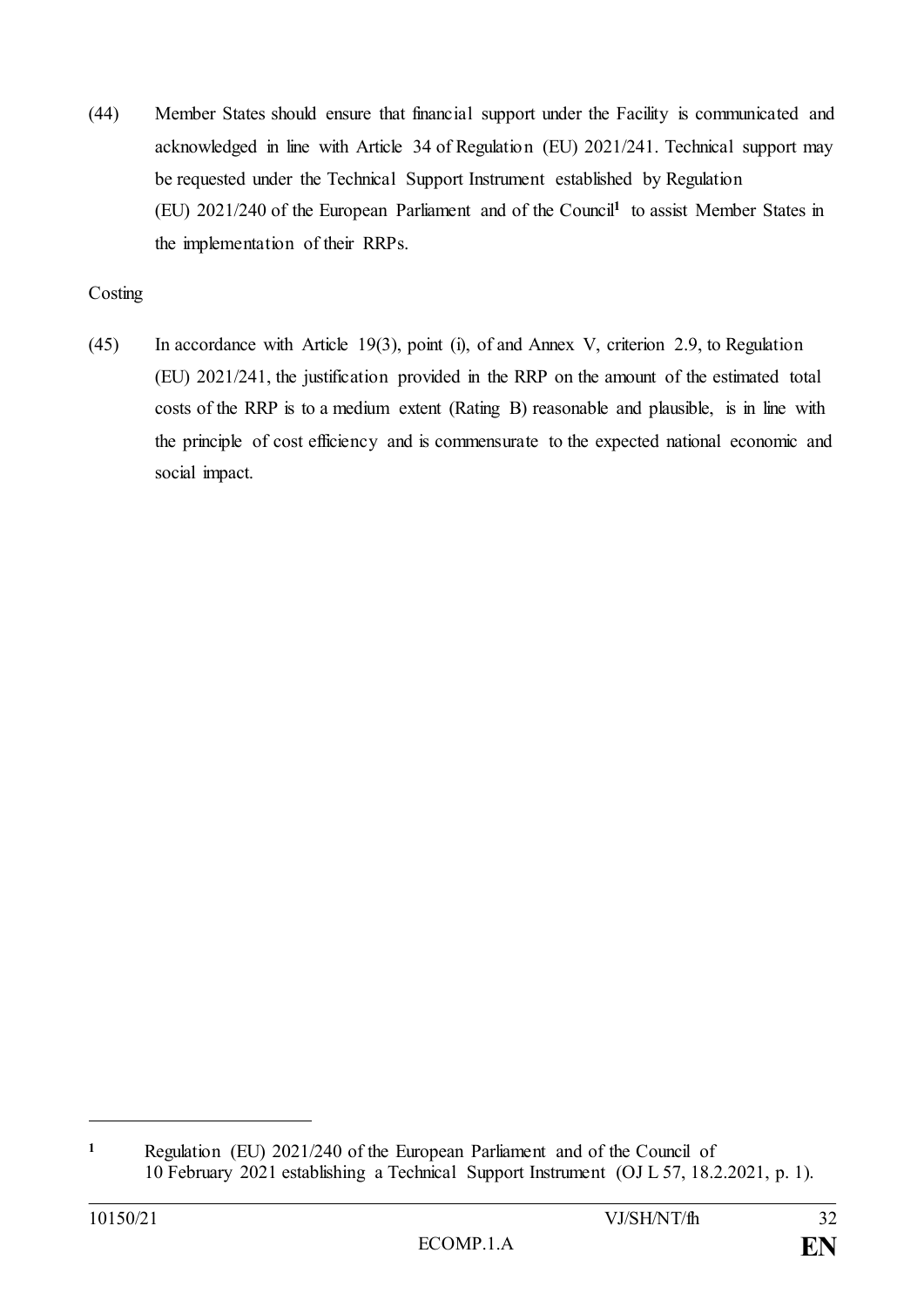(44) Member States should ensure that financial support under the Facility is communicated and acknowledged in line with Article 34 of Regulation (EU) 2021/241. Technical support may be requested under the Technical Support Instrument established by Regulation (EU) 2021/240 of the European Parliament and of the Council[1] to assist Member States in the implementation of their RRPs.

Costing

(45) In accordance with Article 19(3), point (i), of and Annex V, criterion 2.9, to Regulation (EU) 2021/241, the justification provided in the RRP on the amount of the estimated total costs of the RRP is to a medium extent (Rating B) reasonable and plausible, is in line with the principle of cost efficiency and is commensurate to the expected national economic and social impact.

---

[1] Regulation (EU) 2021/240 of the European Parliament and of the Council of 10 February 2021 establishing a Technical Support Instrument (OJ L 57, 18.2.2021, p. 1).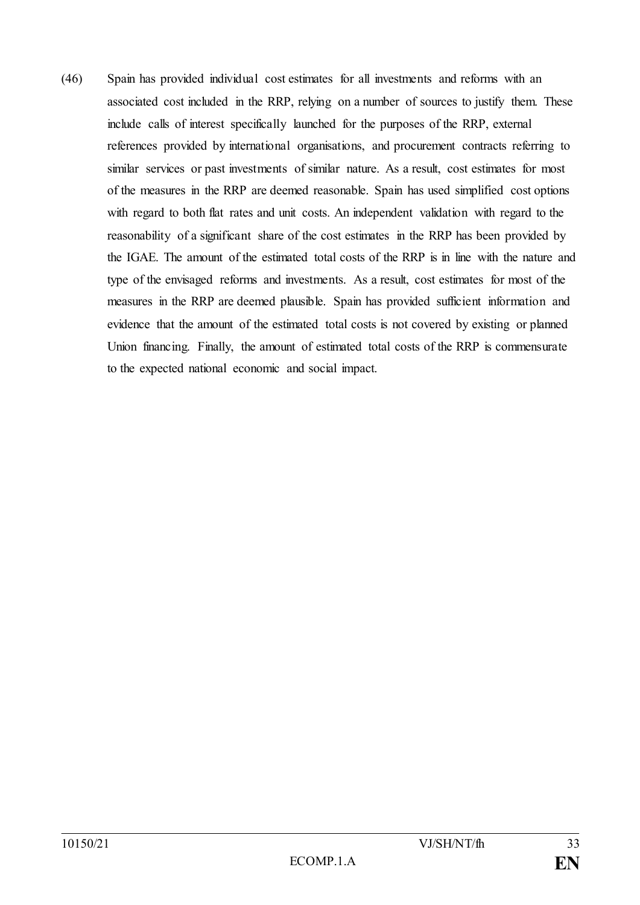(46) Spain has provided individual cost estimates for all investments and reforms with an associated cost included in the RRP, relying on a number of sources to justify them. These include calls of interest specifically launched for the purposes of the RRP, external references provided by international organisations, and procurement contracts referring to similar services or past investments of similar nature. As a result, cost estimates for most of the measures in the RRP are deemed reasonable. Spain has used simplified cost options with regard to both flat rates and unit costs. An independent validation with regard to the reasonability of a significant share of the cost estimates in the RRP has been provided by the IGAE. The amount of the estimated total costs of the RRP is in line with the nature and type of the envisaged reforms and investments. As a result, cost estimates for most of the measures in the RRP are deemed plausible. Spain has provided sufficient information and evidence that the amount of the estimated total costs is not covered by existing or planned Union financing. Finally, the amount of estimated total costs of the RRP is commensurate to the expected national economic and social impact.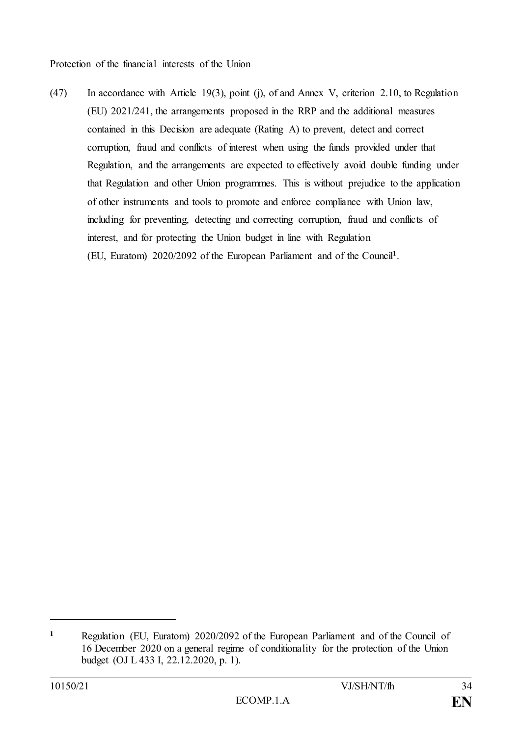Protection of the financial interests of the Union

(47) In accordance with Article 19(3), point (j), of and Annex V, criterion 2.10, to Regulation (EU) 2021/241, the arrangements proposed in the RRP and the additional measures contained in this Decision are adequate (Rating A) to prevent, detect and correct corruption, fraud and conflicts of interest when using the funds provided under that Regulation, and the arrangements are expected to effectively avoid double funding under that Regulation and other Union programmes. This is without prejudice to the application of other instruments and tools to promote and enforce compliance with Union law, including for preventing, detecting and correcting corruption, fraud and conflicts of interest, and for protecting the Union budget in line with Regulation (EU, Euratom) 2020/2092 of the European Parliament and of the Council[1].

---

[1] Regulation (EU, Euratom) 2020/2092 of the European Parliament and of the Council of 16 December 2020 on a general regime of conditionality for the protection of the Union budget (OJ L 433 I, 22.12.2020, p. 1).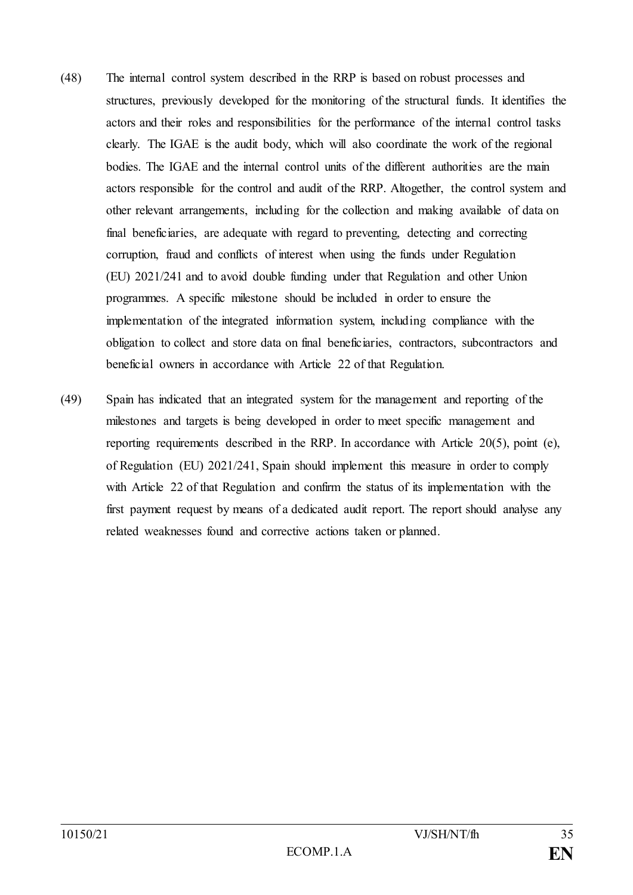(48) The internal control system described in the RRP is based on robust processes and structures, previously developed for the monitoring of the structural funds. It identifies the actors and their roles and responsibilities for the performance of the internal control tasks clearly. The IGAE is the audit body, which will also coordinate the work of the regional bodies. The IGAE and the internal control units of the different authorities are the main actors responsible for the control and audit of the RRP. Altogether, the control system and other relevant arrangements, including for the collection and making available of data on final beneficiaries, are adequate with regard to preventing, detecting and correcting corruption, fraud and conflicts of interest when using the funds under Regulation (EU) 2021/241 and to avoid double funding under that Regulation and other Union programmes. A specific milestone should be included in order to ensure the implementation of the integrated information system, including compliance with the obligation to collect and store data on final beneficiaries, contractors, subcontractors and beneficial owners in accordance with Article 22 of that Regulation.

(49) Spain has indicated that an integrated system for the management and reporting of the milestones and targets is being developed in order to meet specific management and reporting requirements described in the RRP. In accordance with Article 20(5), point (e), of Regulation (EU) 2021/241, Spain should implement this measure in order to comply with Article 22 of that Regulation and confirm the status of its implementation with the first payment request by means of a dedicated audit report. The report should analyse any related weaknesses found and corrective actions taken or planned.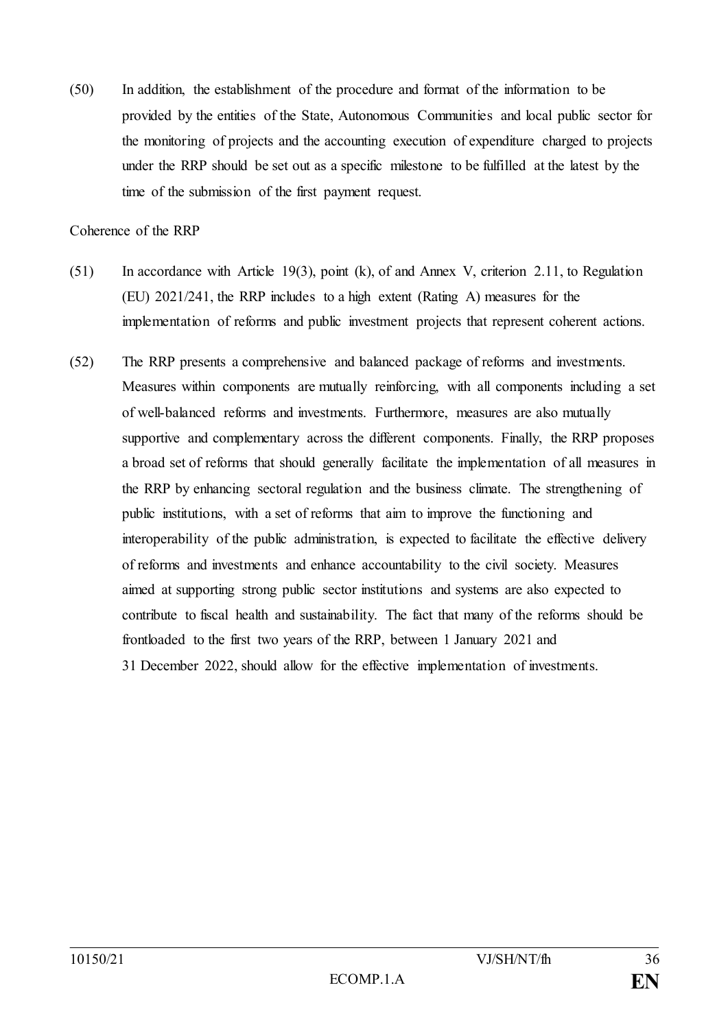(50) In addition, the establishment of the procedure and format of the information to be provided by the entities of the State, Autonomous Communities and local public sector for the monitoring of projects and the accounting execution of expenditure charged to projects under the RRP should be set out as a specific milestone to be fulfilled at the latest by the time of the submission of the first payment request.

Coherence of the RRP

(51) In accordance with Article 19(3), point (k), of and Annex V, criterion 2.11, to Regulation (EU) 2021/241, the RRP includes to a high extent (Rating A) measures for the implementation of reforms and public investment projects that represent coherent actions.

(52) The RRP presents a comprehensive and balanced package of reforms and investments. Measures within components are mutually reinforcing, with all components including a set of well-balanced reforms and investments. Furthermore, measures are also mutually supportive and complementary across the different components. Finally, the RRP proposes a broad set of reforms that should generally facilitate the implementation of all measures in the RRP by enhancing sectoral regulation and the business climate. The strengthening of public institutions, with a set of reforms that aim to improve the functioning and interoperability of the public administration, is expected to facilitate the effective delivery of reforms and investments and enhance accountability to the civil society. Measures aimed at supporting strong public sector institutions and systems are also expected to contribute to fiscal health and sustainability. The fact that many of the reforms should be frontloaded to the first two years of the RRP, between 1 January 2021 and 31 December 2022, should allow for the effective implementation of investments.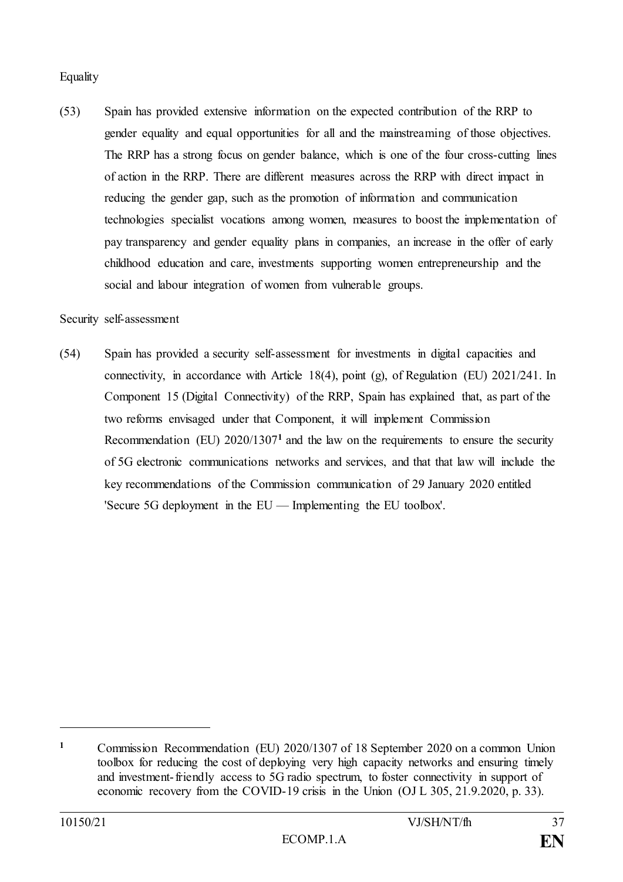Equality

(53) Spain has provided extensive information on the expected contribution of the RRP to gender equality and equal opportunities for all and the mainstreaming of those objectives. The RRP has a strong focus on gender balance, which is one of the four cross-cutting lines of action in the RRP. There are different measures across the RRP with direct impact in reducing the gender gap, such as the promotion of information and communication technologies specialist vocations among women, measures to boost the implementation of pay transparency and gender equality plans in companies, an increase in the offer of early childhood education and care, investments supporting women entrepreneurship and the social and labour integration of women from vulnerable groups.

Security self-assessment

(54) Spain has provided a security self-assessment for investments in digital capacities and connectivity, in accordance with Article 18(4), point (g), of Regulation (EU) 2021/241. In Component 15 (Digital Connectivity) of the RRP, Spain has explained that, as part of the two reforms envisaged under that Component, it will implement Commission Recommendation (EU) 2020/1307[1] and the law on the requirements to ensure the security of 5G electronic communications networks and services, and that that law will include the key recommendations of the Commission communication of 29 January 2020 entitled 'Secure 5G deployment in the EU — Implementing the EU toolbox'.

---

[1] Commission Recommendation (EU) 2020/1307 of 18 September 2020 on a common Union toolbox for reducing the cost of deploying very high capacity networks and ensuring timely and investment-friendly access to 5G radio spectrum, to foster connectivity in support of economic recovery from the COVID-19 crisis in the Union (OJ L 305, 21.9.2020, p. 33).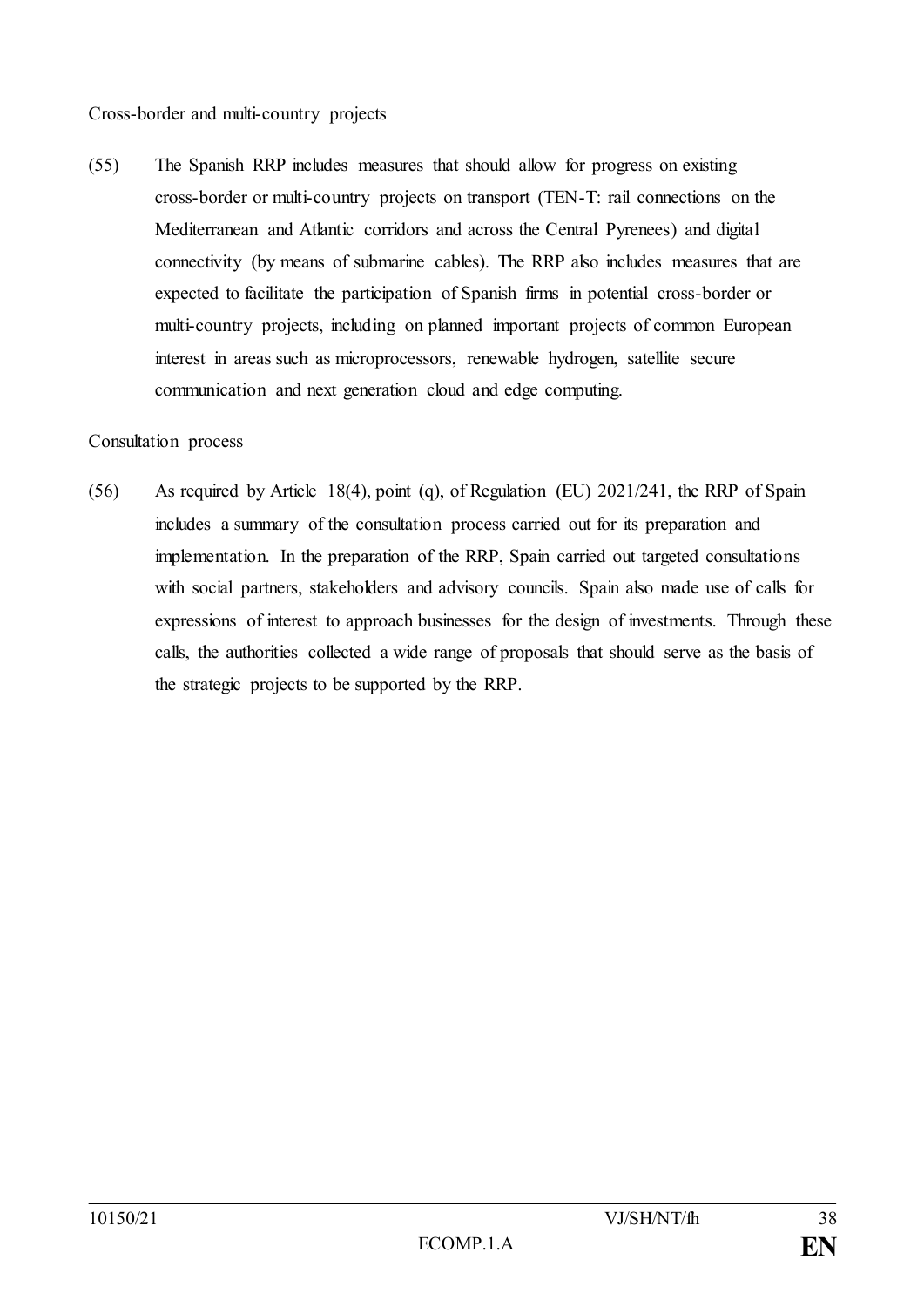Cross-border and multi-country projects

(55) The Spanish RRP includes measures that should allow for progress on existing cross-border or multi-country projects on transport (TEN-T: rail connections on the Mediterranean and Atlantic corridors and across the Central Pyrenees) and digital connectivity (by means of submarine cables). The RRP also includes measures that are expected to facilitate the participation of Spanish firms in potential cross-border or multi-country projects, including on planned important projects of common European interest in areas such as microprocessors, renewable hydrogen, satellite secure communication and next generation cloud and edge computing.

Consultation process

(56) As required by Article 18(4), point (q), of Regulation (EU) 2021/241, the RRP of Spain includes a summary of the consultation process carried out for its preparation and implementation. In the preparation of the RRP, Spain carried out targeted consultations with social partners, stakeholders and advisory councils. Spain also made use of calls for expressions of interest to approach businesses for the design of investments. Through these calls, the authorities collected a wide range of proposals that should serve as the basis of the strategic projects to be supported by the RRP.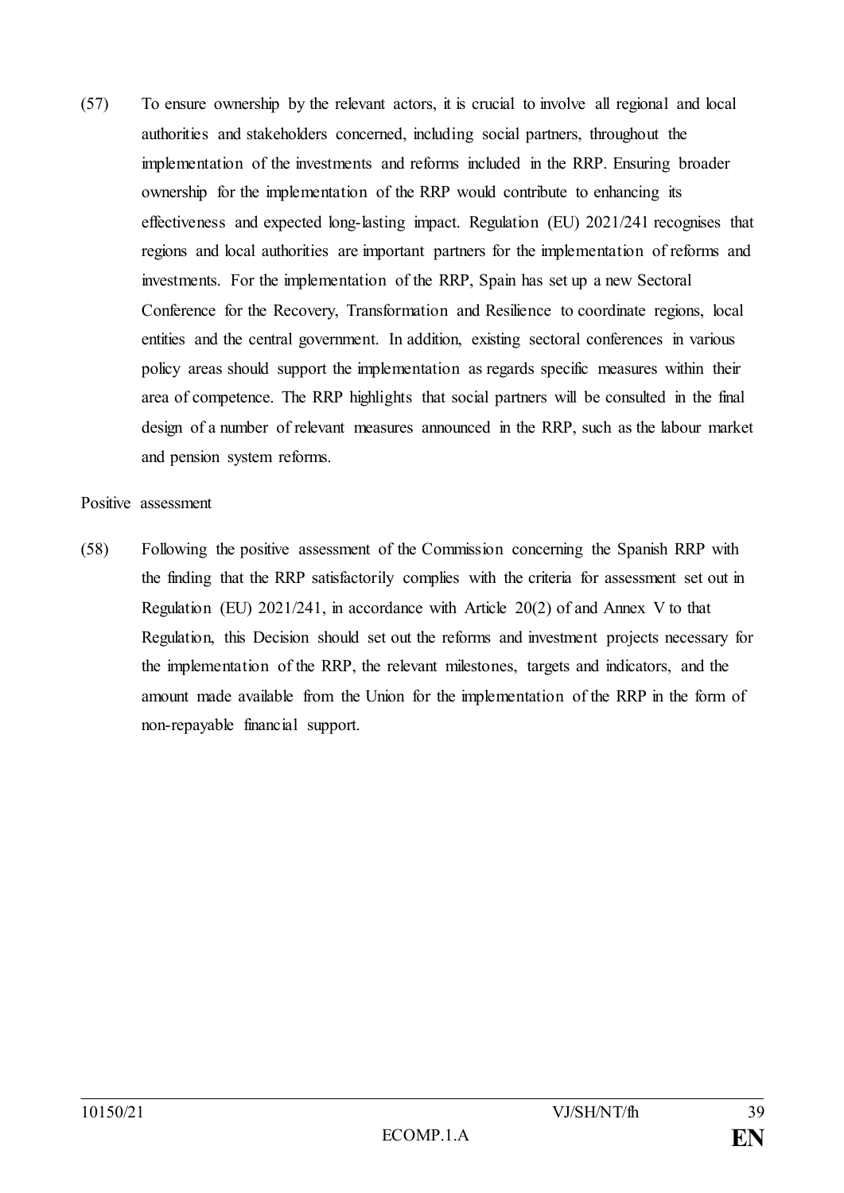(57) To ensure ownership by the relevant actors, it is crucial to involve all regional and local authorities and stakeholders concerned, including social partners, throughout the implementation of the investments and reforms included in the RRP. Ensuring broader ownership for the implementation of the RRP would contribute to enhancing its effectiveness and expected long-lasting impact. Regulation (EU) 2021/241 recognises that regions and local authorities are important partners for the implementation of reforms and investments. For the implementation of the RRP, Spain has set up a new Sectoral Conference for the Recovery, Transformation and Resilience to coordinate regions, local entities and the central government. In addition, existing sectoral conferences in various policy areas should support the implementation as regards specific measures within their area of competence. The RRP highlights that social partners will be consulted in the final design of a number of relevant measures announced in the RRP, such as the labour market and pension system reforms.

Positive assessment

(58) Following the positive assessment of the Commission concerning the Spanish RRP with the finding that the RRP satisfactorily complies with the criteria for assessment set out in Regulation (EU) 2021/241, in accordance with Article 20(2) of and Annex V to that Regulation, this Decision should set out the reforms and investment projects necessary for the implementation of the RRP, the relevant milestones, targets and indicators, and the amount made available from the Union for the implementation of the RRP in the form of non-repayable financial support.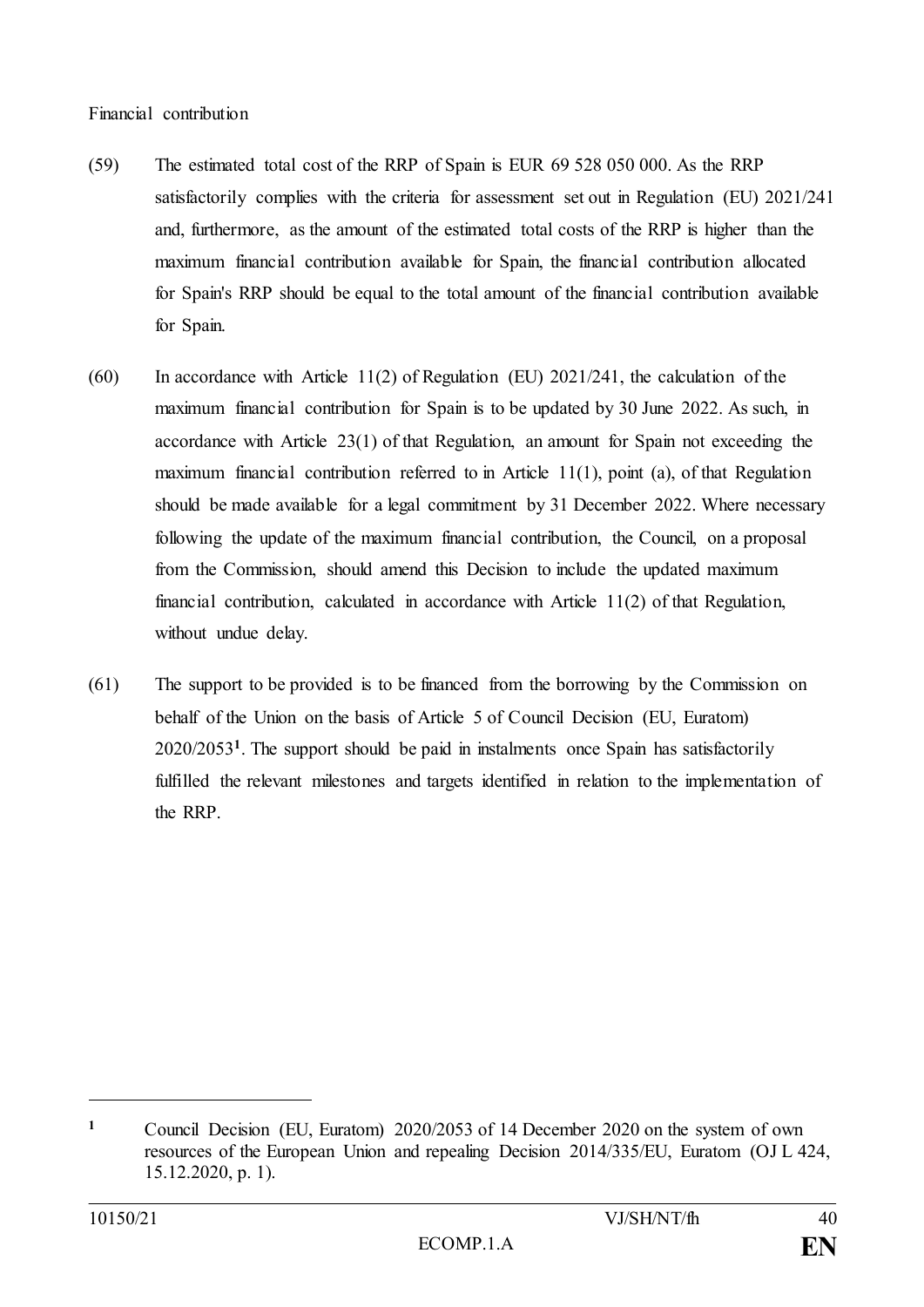Financial contribution

(59) The estimated total cost of the RRP of Spain is EUR 69 528 050 000. As the RRP satisfactorily complies with the criteria for assessment set out in Regulation (EU) 2021/241 and, furthermore, as the amount of the estimated total costs of the RRP is higher than the maximum financial contribution available for Spain, the financial contribution allocated for Spain's RRP should be equal to the total amount of the financial contribution available for Spain.

(60) In accordance with Article 11(2) of Regulation (EU) 2021/241, the calculation of the maximum financial contribution for Spain is to be updated by 30 June 2022. As such, in accordance with Article 23(1) of that Regulation, an amount for Spain not exceeding the maximum financial contribution referred to in Article 11(1), point (a), of that Regulation should be made available for a legal commitment by 31 December 2022. Where necessary following the update of the maximum financial contribution, the Council, on a proposal from the Commission, should amend this Decision to include the updated maximum financial contribution, calculated in accordance with Article 11(2) of that Regulation, without undue delay.

(61) The support to be provided is to be financed from the borrowing by the Commission on behalf of the Union on the basis of Article 5 of Council Decision (EU, Euratom) 2020/2053[1]. The support should be paid in instalments once Spain has satisfactorily fulfilled the relevant milestones and targets identified in relation to the implementation of the RRP.

---

[1] Council Decision (EU, Euratom) 2020/2053 of 14 December 2020 on the system of own resources of the European Union and repealing Decision 2014/335/EU, Euratom (OJ L 424, 15.12.2020, p. 1).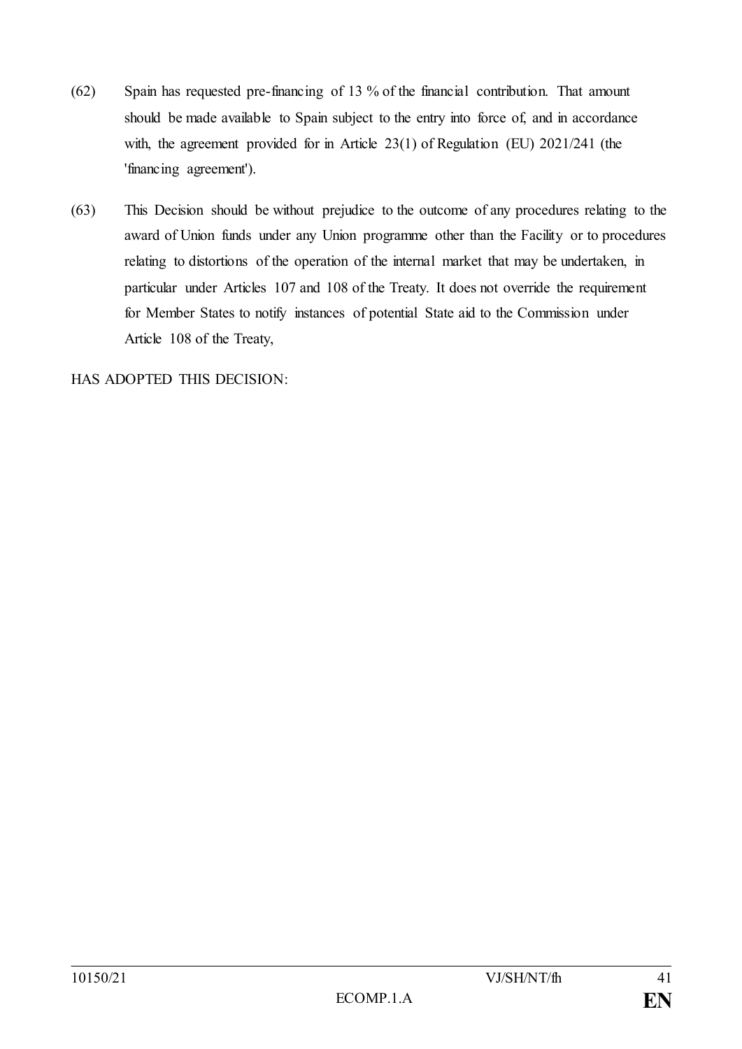(62) Spain has requested pre-financing of 13 % of the financial contribution. That amount should be made available to Spain subject to the entry into force of, and in accordance with, the agreement provided for in Article 23(1) of Regulation (EU) 2021/241 (the 'financing agreement').

(63) This Decision should be without prejudice to the outcome of any procedures relating to the award of Union funds under any Union programme other than the Facility or to procedures relating to distortions of the operation of the internal market that may be undertaken, in particular under Articles 107 and 108 of the Treaty. It does not override the requirement for Member States to notify instances of potential State aid to the Commission under Article 108 of the Treaty,

HAS ADOPTED THIS DECISION: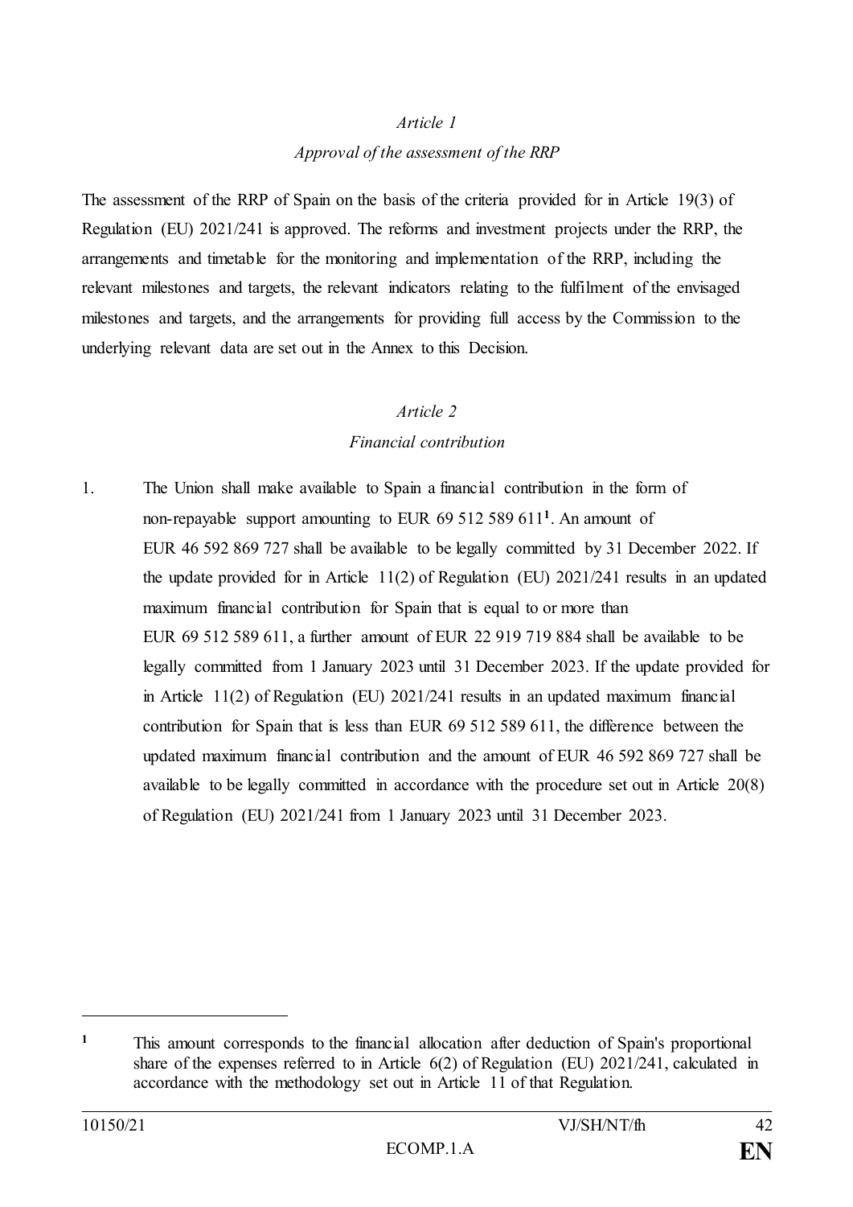*Article 1*

*Approval of the assessment of the RRP*

The assessment of the RRP of Spain on the basis of the criteria provided for in Article 19(3) of Regulation (EU) 2021/241 is approved. The reforms and investment projects under the RRP, the arrangements and timetable for the monitoring and implementation of the RRP, including the relevant milestones and targets, the relevant indicators relating to the fulfilment of the envisaged milestones and targets, and the arrangements for providing full access by the Commission to the underlying relevant data are set out in the Annex to this Decision.

*Article 2*

*Financial contribution*

1. The Union shall make available to Spain a financial contribution in the form of non-repayable support amounting to EUR 69 512 589 611[1]. An amount of EUR 46 592 869 727 shall be available to be legally committed by 31 December 2022. If the update provided for in Article 11(2) of Regulation (EU) 2021/241 results in an updated maximum financial contribution for Spain that is equal to or more than EUR 69 512 589 611, a further amount of EUR 22 919 719 884 shall be available to be legally committed from 1 January 2023 until 31 December 2023. If the update provided for in Article 11(2) of Regulation (EU) 2021/241 results in an updated maximum financial contribution for Spain that is less than EUR 69 512 589 611, the difference between the updated maximum financial contribution and the amount of EUR 46 592 869 727 shall be available to be legally committed in accordance with the procedure set out in Article 20(8) of Regulation (EU) 2021/241 from 1 January 2023 until 31 December 2023.

[1] This amount corresponds to the financial allocation after deduction of Spain's proportional share of the expenses referred to in Article 6(2) of Regulation (EU) 2021/241, calculated in accordance with the methodology set out in Article 11 of that Regulation.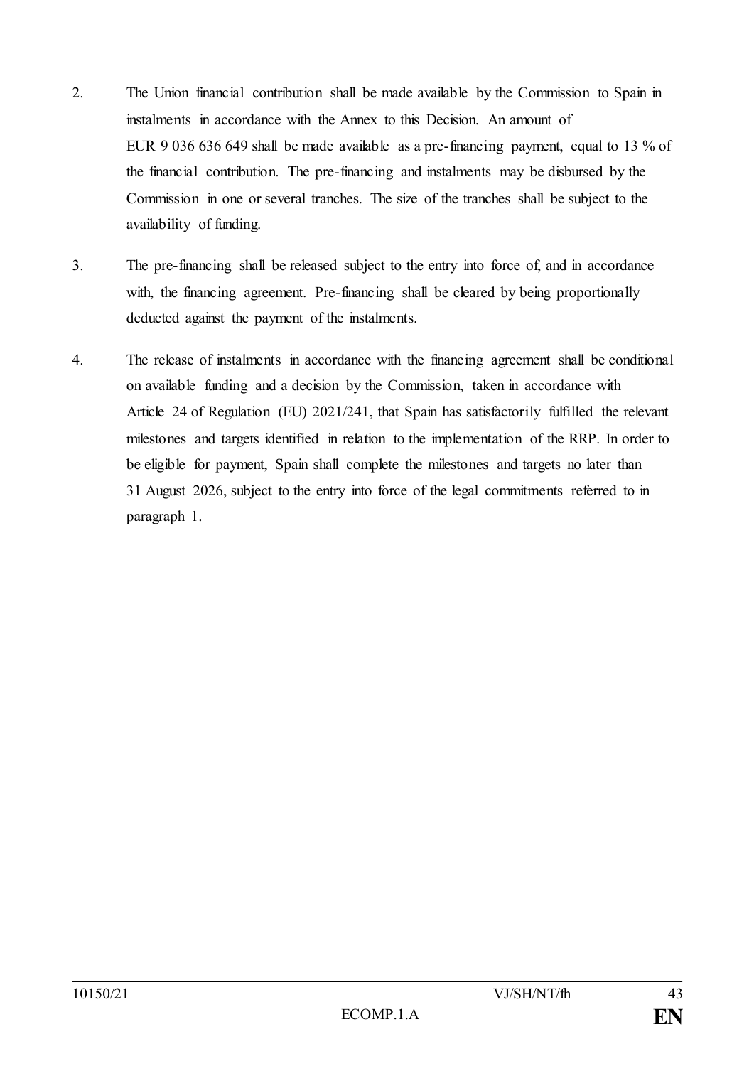2. The Union financial contribution shall be made available by the Commission to Spain in instalments in accordance with the Annex to this Decision. An amount of EUR 9 036 636 649 shall be made available as a pre-financing payment, equal to 13 % of the financial contribution. The pre-financing and instalments may be disbursed by the Commission in one or several tranches. The size of the tranches shall be subject to the availability of funding.

3. The pre-financing shall be released subject to the entry into force of, and in accordance with, the financing agreement. Pre-financing shall be cleared by being proportionally deducted against the payment of the instalments.

4. The release of instalments in accordance with the financing agreement shall be conditional on available funding and a decision by the Commission, taken in accordance with Article 24 of Regulation (EU) 2021/241, that Spain has satisfactorily fulfilled the relevant milestones and targets identified in relation to the implementation of the RRP. In order to be eligible for payment, Spain shall complete the milestones and targets no later than 31 August 2026, subject to the entry into force of the legal commitments referred to in paragraph 1.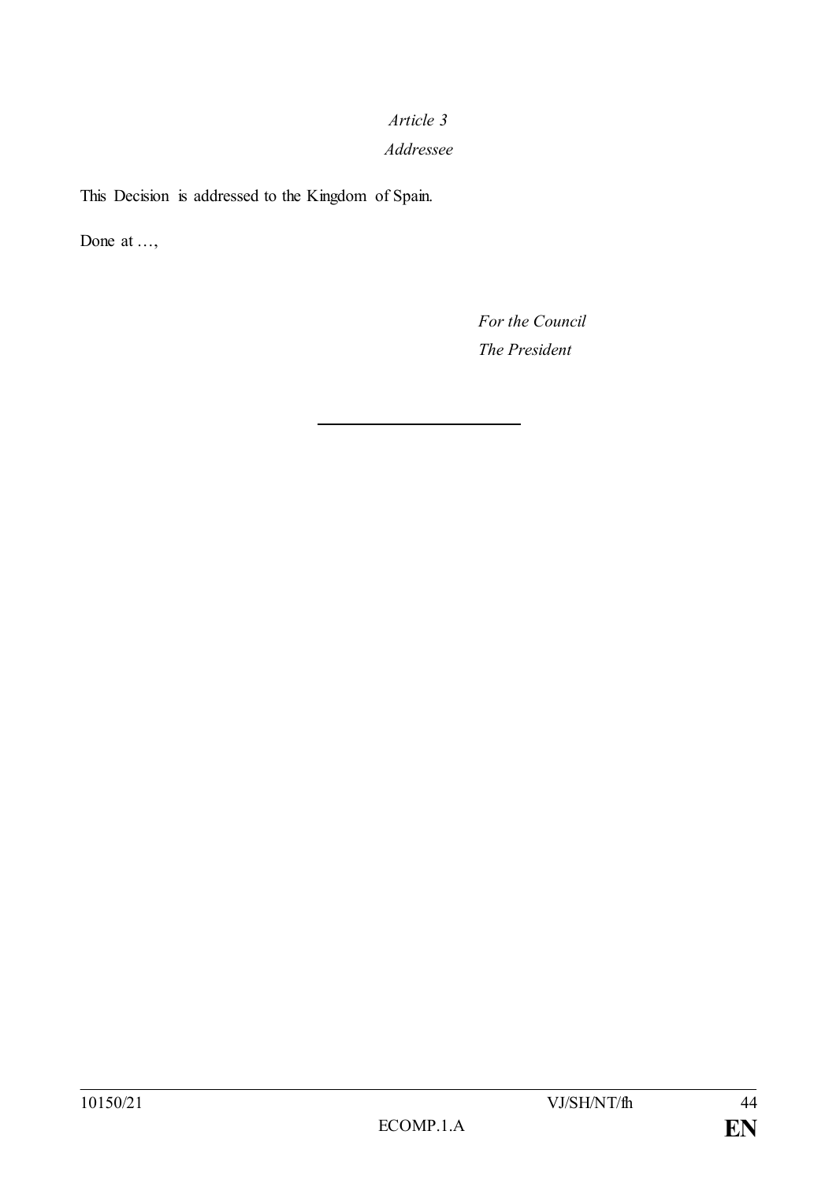*Article 3*

*Addressee*

This Decision is addressed to the Kingdom of Spain.

Done at …,

*For the Council*

*The President*